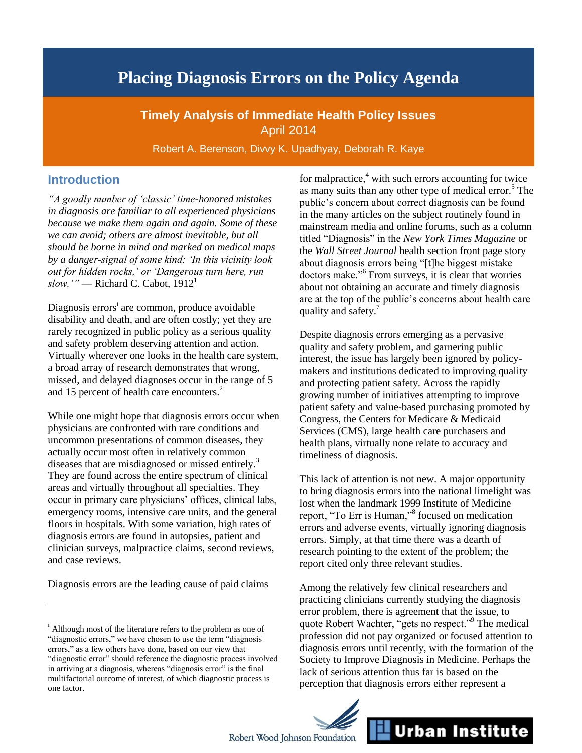# Placing Diagnosis Errors on the Policy Agenda

**Timely Analysis of Immediate Health Policy Issues**
April 2014

Robert A. Berenson, Divvy K. Upadhyay, Deborah R. Kaye

## Introduction

*"A goodly number of 'classic' time-honored mistakes in diagnosis are familiar to all experienced physicians because we make them again and again. Some of these we can avoid; others are almost inevitable, but all should be borne in mind and marked on medical maps by a danger-signal of some kind: 'In this vicinity look out for hidden rocks,' or 'Dangerous turn here, run slow.'"* — Richard C. Cabot, 1912[1]

Diagnosis errors[i] are common, produce avoidable disability and death, and are often costly; yet they are rarely recognized in public policy as a serious quality and safety problem deserving attention and action. Virtually wherever one looks in the health care system, a broad array of research demonstrates that wrong, missed, and delayed diagnoses occur in the range of 5 and 15 percent of health care encounters.[2]

While one might hope that diagnosis errors occur when physicians are confronted with rare conditions and uncommon presentations of common diseases, they actually occur most often in relatively common diseases that are misdiagnosed or missed entirely.[3] They are found across the entire spectrum of clinical areas and virtually throughout all specialties. They occur in primary care physicians' offices, clinical labs, emergency rooms, intensive care units, and the general floors in hospitals. With some variation, high rates of diagnosis errors are found in autopsies, patient and clinician surveys, malpractice claims, second reviews, and case reviews.

Diagnosis errors are the leading cause of paid claims for malpractice,[4] with such errors accounting for twice as many suits than any other type of medical error.[5] The public's concern about correct diagnosis can be found in the many articles on the subject routinely found in mainstream media and online forums, such as a column titled "Diagnosis" in the *New York Times Magazine* or the *Wall Street Journal* health section front page story about diagnosis errors being "[t]he biggest mistake doctors make."[6] From surveys, it is clear that worries about not obtaining an accurate and timely diagnosis are at the top of the public's concerns about health care quality and safety.[7]

Despite diagnosis errors emerging as a pervasive quality and safety problem, and garnering public interest, the issue has largely been ignored by policy-makers and institutions dedicated to improving quality and protecting patient safety. Across the rapidly growing number of initiatives attempting to improve patient safety and value-based purchasing promoted by Congress, the Centers for Medicare & Medicaid Services (CMS), large health care purchasers and health plans, virtually none relate to accuracy and timeliness of diagnosis.

This lack of attention is not new. A major opportunity to bring diagnosis errors into the national limelight was lost when the landmark 1999 Institute of Medicine report, "To Err is Human,"[8] focused on medication errors and adverse events, virtually ignoring diagnosis errors. Simply, at that time there was a dearth of research pointing to the extent of the problem; the report cited only three relevant studies.

Among the relatively few clinical researchers and practicing clinicians currently studying the diagnosis error problem, there is agreement that the issue, to quote Robert Wachter, "gets no respect."[9] The medical profession did not pay organized or focused attention to diagnosis errors until recently, with the formation of the Society to Improve Diagnosis in Medicine. Perhaps the lack of serious attention thus far is based on the perception that diagnosis errors either represent a

---

[i] Although most of the literature refers to the problem as one of "diagnostic errors," we have chosen to use the term "diagnosis errors," as a few others have done, based on our view that "diagnostic error" should reference the diagnostic process involved in arriving at a diagnosis, whereas "diagnosis error" is the final multifactorial outcome of interest, of which diagnostic process is one factor.

Robert Wood Johnson Foundation | Urban Institute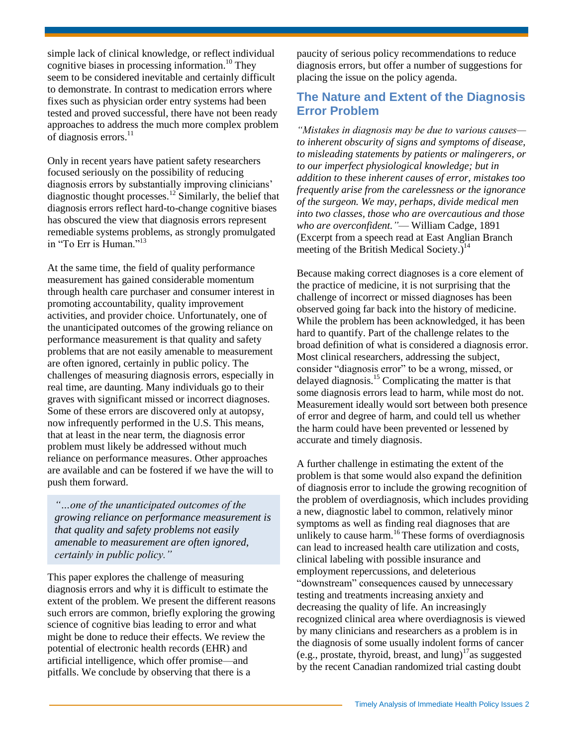simple lack of clinical knowledge, or reflect individual cognitive biases in processing information.[10] They seem to be considered inevitable and certainly difficult to demonstrate. In contrast to medication errors where fixes such as physician order entry systems had been tested and proved successful, there have not been ready approaches to address the much more complex problem of diagnosis errors.[11]

Only in recent years have patient safety researchers focused seriously on the possibility of reducing diagnosis errors by substantially improving clinicians' diagnostic thought processes.[12] Similarly, the belief that diagnosis errors reflect hard-to-change cognitive biases has obscured the view that diagnosis errors represent remediable systems problems, as strongly promulgated in "To Err is Human."[13]

At the same time, the field of quality performance measurement has gained considerable momentum through health care purchaser and consumer interest in promoting accountability, quality improvement activities, and provider choice. Unfortunately, one of the unanticipated outcomes of the growing reliance on performance measurement is that quality and safety problems that are not easily amenable to measurement are often ignored, certainly in public policy. The challenges of measuring diagnosis errors, especially in real time, are daunting. Many individuals go to their graves with significant missed or incorrect diagnoses. Some of these errors are discovered only at autopsy, now infrequently performed in the U.S. This means, that at least in the near term, the diagnosis error problem must likely be addressed without much reliance on performance measures. Other approaches are available and can be fostered if we have the will to push them forward.

> *"…one of the unanticipated outcomes of the growing reliance on performance measurement is that quality and safety problems not easily amenable to measurement are often ignored, certainly in public policy."*

This paper explores the challenge of measuring diagnosis errors and why it is difficult to estimate the extent of the problem. We present the different reasons such errors are common, briefly exploring the growing science of cognitive bias leading to error and what might be done to reduce their effects. We review the potential of electronic health records (EHR) and artificial intelligence, which offer promise—and pitfalls. We conclude by observing that there is a paucity of serious policy recommendations to reduce diagnosis errors, but offer a number of suggestions for placing the issue on the policy agenda.

## The Nature and Extent of the Diagnosis Error Problem

*"Mistakes in diagnosis may be due to various causes—to inherent obscurity of signs and symptoms of disease, to misleading statements by patients or malingerers, or to our imperfect physiological knowledge; but in addition to these inherent causes of error, mistakes too frequently arise from the carelessness or the ignorance of the surgeon. We may, perhaps, divide medical men into two classes, those who are overcautious and those who are overconfident."*— William Cadge, 1891 (Excerpt from a speech read at East Anglian Branch meeting of the British Medical Society.)[14]

Because making correct diagnoses is a core element of the practice of medicine, it is not surprising that the challenge of incorrect or missed diagnoses has been observed going far back into the history of medicine. While the problem has been acknowledged, it has been hard to quantify. Part of the challenge relates to the broad definition of what is considered a diagnosis error. Most clinical researchers, addressing the subject, consider "diagnosis error" to be a wrong, missed, or delayed diagnosis.[15] Complicating the matter is that some diagnosis errors lead to harm, while most do not. Measurement ideally would sort between both presence of error and degree of harm, and could tell us whether the harm could have been prevented or lessened by accurate and timely diagnosis.

A further challenge in estimating the extent of the problem is that some would also expand the definition of diagnosis error to include the growing recognition of the problem of overdiagnosis, which includes providing a new, diagnostic label to common, relatively minor symptoms as well as finding real diagnoses that are unlikely to cause harm.[16] These forms of overdiagnosis can lead to increased health care utilization and costs, clinical labeling with possible insurance and employment repercussions, and deleterious "downstream" consequences caused by unnecessary testing and treatments increasing anxiety and decreasing the quality of life. An increasingly recognized clinical area where overdiagnosis is viewed by many clinicians and researchers as a problem is in the diagnosis of some usually indolent forms of cancer (e.g., prostate, thyroid, breast, and lung)[17] as suggested by the recent Canadian randomized trial casting doubt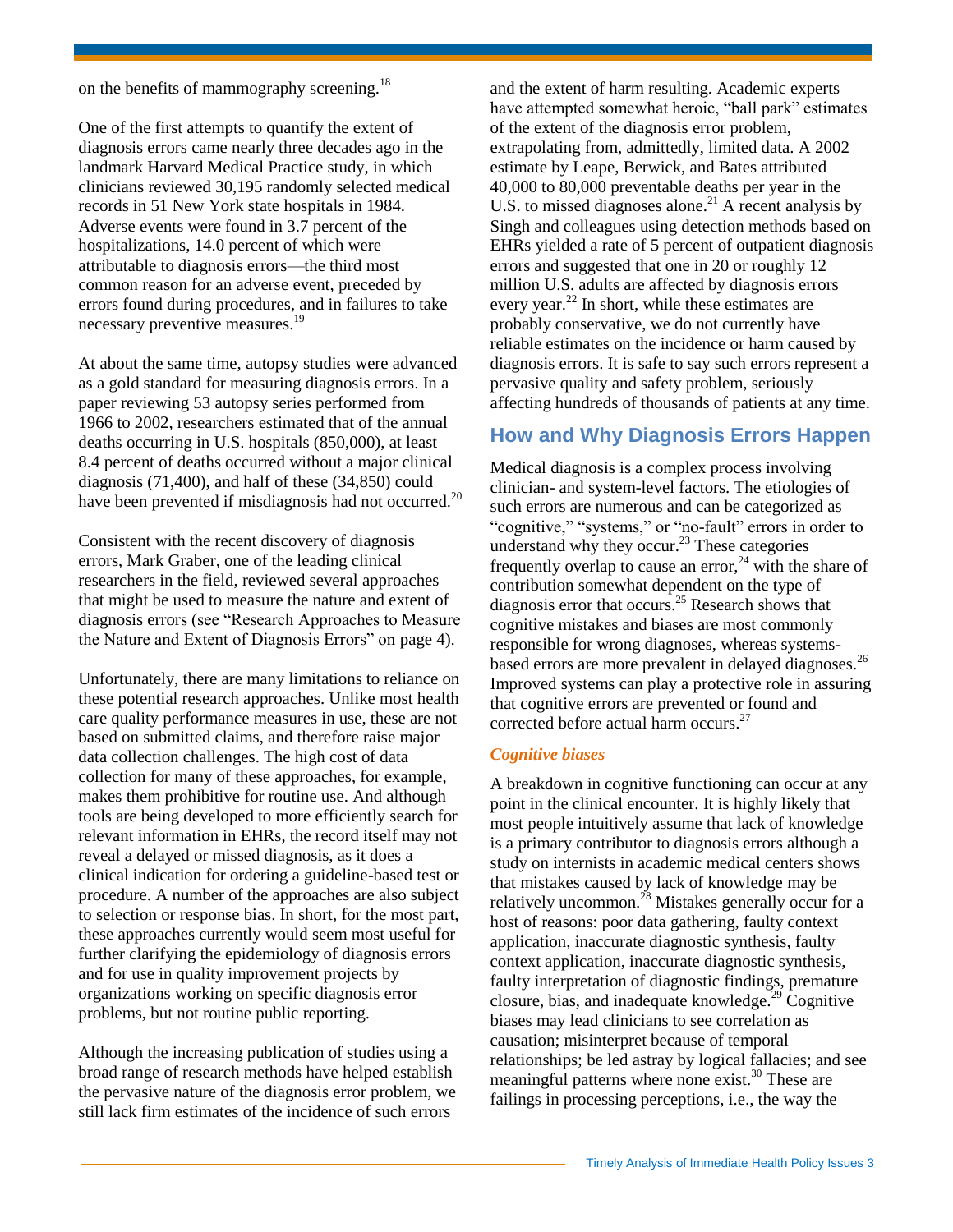on the benefits of mammography screening.[18]

One of the first attempts to quantify the extent of diagnosis errors came nearly three decades ago in the landmark Harvard Medical Practice study, in which clinicians reviewed 30,195 randomly selected medical records in 51 New York state hospitals in 1984. Adverse events were found in 3.7 percent of the hospitalizations, 14.0 percent of which were attributable to diagnosis errors—the third most common reason for an adverse event, preceded by errors found during procedures, and in failures to take necessary preventive measures.[19]

At about the same time, autopsy studies were advanced as a gold standard for measuring diagnosis errors. In a paper reviewing 53 autopsy series performed from 1966 to 2002, researchers estimated that of the annual deaths occurring in U.S. hospitals (850,000), at least 8.4 percent of deaths occurred without a major clinical diagnosis (71,400), and half of these (34,850) could have been prevented if misdiagnosis had not occurred.[20]

Consistent with the recent discovery of diagnosis errors, Mark Graber, one of the leading clinical researchers in the field, reviewed several approaches that might be used to measure the nature and extent of diagnosis errors (see "Research Approaches to Measure the Nature and Extent of Diagnosis Errors" on page 4).

Unfortunately, there are many limitations to reliance on these potential research approaches. Unlike most health care quality performance measures in use, these are not based on submitted claims, and therefore raise major data collection challenges. The high cost of data collection for many of these approaches, for example, makes them prohibitive for routine use. And although tools are being developed to more efficiently search for relevant information in EHRs, the record itself may not reveal a delayed or missed diagnosis, as it does a clinical indication for ordering a guideline-based test or procedure. A number of the approaches are also subject to selection or response bias. In short, for the most part, these approaches currently would seem most useful for further clarifying the epidemiology of diagnosis errors and for use in quality improvement projects by organizations working on specific diagnosis error problems, but not routine public reporting.

Although the increasing publication of studies using a broad range of research methods have helped establish the pervasive nature of the diagnosis error problem, we still lack firm estimates of the incidence of such errors and the extent of harm resulting. Academic experts have attempted somewhat heroic, "ball park" estimates of the extent of the diagnosis error problem, extrapolating from, admittedly, limited data. A 2002 estimate by Leape, Berwick, and Bates attributed 40,000 to 80,000 preventable deaths per year in the U.S. to missed diagnoses alone.[21] A recent analysis by Singh and colleagues using detection methods based on EHRs yielded a rate of 5 percent of outpatient diagnosis errors and suggested that one in 20 or roughly 12 million U.S. adults are affected by diagnosis errors every year.[22] In short, while these estimates are probably conservative, we do not currently have reliable estimates on the incidence or harm caused by diagnosis errors. It is safe to say such errors represent a pervasive quality and safety problem, seriously affecting hundreds of thousands of patients at any time.

## How and Why Diagnosis Errors Happen

Medical diagnosis is a complex process involving clinician- and system-level factors. The etiologies of such errors are numerous and can be categorized as "cognitive," "systems," or "no-fault" errors in order to understand why they occur.[23] These categories frequently overlap to cause an error,[24] with the share of contribution somewhat dependent on the type of diagnosis error that occurs.[25] Research shows that cognitive mistakes and biases are most commonly responsible for wrong diagnoses, whereas systems-based errors are more prevalent in delayed diagnoses.[26] Improved systems can play a protective role in assuring that cognitive errors are prevented or found and corrected before actual harm occurs.[27]

### *Cognitive biases*

A breakdown in cognitive functioning can occur at any point in the clinical encounter. It is highly likely that most people intuitively assume that lack of knowledge is a primary contributor to diagnosis errors although a study on internists in academic medical centers shows that mistakes caused by lack of knowledge may be relatively uncommon.[28] Mistakes generally occur for a host of reasons: poor data gathering, faulty context application, inaccurate diagnostic synthesis, faulty context application, inaccurate diagnostic synthesis, faulty interpretation of diagnostic findings, premature closure, bias, and inadequate knowledge.[29] Cognitive biases may lead clinicians to see correlation as causation; misinterpret because of temporal relationships; be led astray by logical fallacies; and see meaningful patterns where none exist.[30] These are failings in processing perceptions, i.e., the way the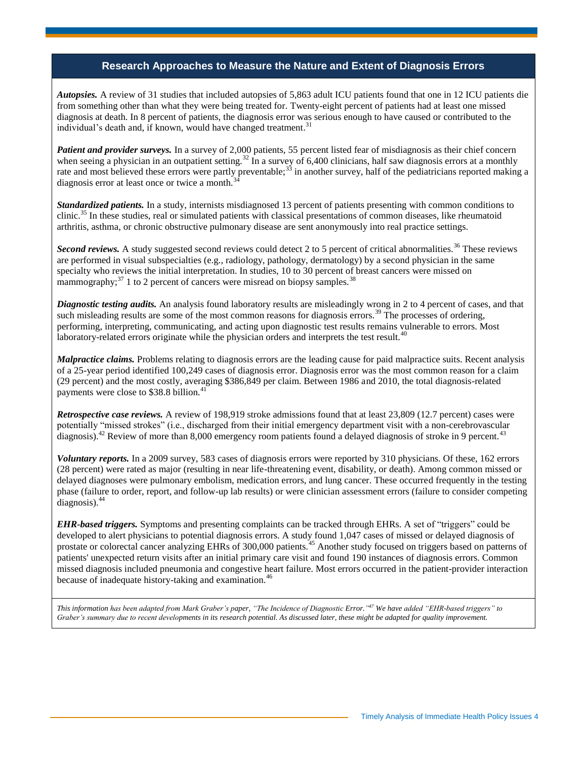## Research Approaches to Measure the Nature and Extent of Diagnosis Errors

***Autopsies.*** A review of 31 studies that included autopsies of 5,863 adult ICU patients found that one in 12 ICU patients die from something other than what they were being treated for. Twenty-eight percent of patients had at least one missed diagnosis at death. In 8 percent of patients, the diagnosis error was serious enough to have caused or contributed to the individual's death and, if known, would have changed treatment.[31]

***Patient and provider surveys.*** In a survey of 2,000 patients, 55 percent listed fear of misdiagnosis as their chief concern when seeing a physician in an outpatient setting.[32] In a survey of 6,400 clinicians, half saw diagnosis errors at a monthly rate and most believed these errors were partly preventable;[33] in another survey, half of the pediatricians reported making a diagnosis error at least once or twice a month.[34]

***Standardized patients.*** In a study, internists misdiagnosed 13 percent of patients presenting with common conditions to clinic.[35] In these studies, real or simulated patients with classical presentations of common diseases, like rheumatoid arthritis, asthma, or chronic obstructive pulmonary disease are sent anonymously into real practice settings.

***Second reviews.*** A study suggested second reviews could detect 2 to 5 percent of critical abnormalities.[36] These reviews are performed in visual subspecialties (e.g., radiology, pathology, dermatology) by a second physician in the same specialty who reviews the initial interpretation. In studies, 10 to 30 percent of breast cancers were missed on mammography;[37] 1 to 2 percent of cancers were misread on biopsy samples.[38]

***Diagnostic testing audits.*** An analysis found laboratory results are misleadingly wrong in 2 to 4 percent of cases, and that such misleading results are some of the most common reasons for diagnosis errors.[39] The processes of ordering, performing, interpreting, communicating, and acting upon diagnostic test results remains vulnerable to errors. Most laboratory-related errors originate while the physician orders and interprets the test result.[40]

***Malpractice claims.*** Problems relating to diagnosis errors are the leading cause for paid malpractice suits. Recent analysis of a 25-year period identified 100,249 cases of diagnosis error. Diagnosis error was the most common reason for a claim (29 percent) and the most costly, averaging $386,849 per claim. Between 1986 and 2010, the total diagnosis-related payments were close to $38.8 billion.[41]

***Retrospective case reviews.*** A review of 198,919 stroke admissions found that at least 23,809 (12.7 percent) cases were potentially "missed strokes" (i.e., discharged from their initial emergency department visit with a non-cerebrovascular diagnosis).[42] Review of more than 8,000 emergency room patients found a delayed diagnosis of stroke in 9 percent.[43]

***Voluntary reports.*** In a 2009 survey, 583 cases of diagnosis errors were reported by 310 physicians. Of these, 162 errors (28 percent) were rated as major (resulting in near life-threatening event, disability, or death). Among common missed or delayed diagnoses were pulmonary embolism, medication errors, and lung cancer. These occurred frequently in the testing phase (failure to order, report, and follow-up lab results) or were clinician assessment errors (failure to consider competing diagnosis).[44]

***EHR-based triggers.*** Symptoms and presenting complaints can be tracked through EHRs. A set of "triggers" could be developed to alert physicians to potential diagnosis errors. A study found 1,047 cases of missed or delayed diagnosis of prostate or colorectal cancer analyzing EHRs of 300,000 patients.[45] Another study focused on triggers based on patterns of patients' unexpected return visits after an initial primary care visit and found 190 instances of diagnosis errors. Common missed diagnosis included pneumonia and congestive heart failure. Most errors occurred in the patient-provider interaction because of inadequate history-taking and examination.[46]

*This information has been adapted from Mark Graber's paper, "The Incidence of Diagnostic Error."[47] We have added "EHR-based triggers" to Graber's summary due to recent developments in its research potential. As discussed later, these might be adapted for quality improvement.*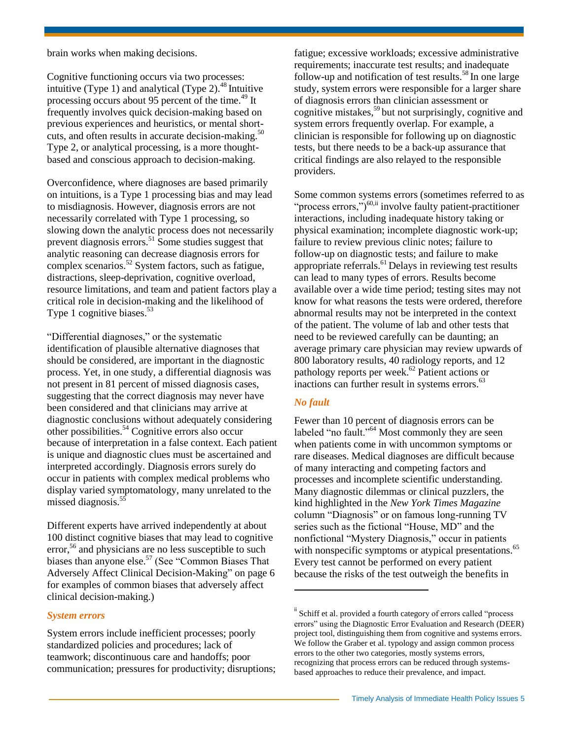brain works when making decisions.

Cognitive functioning occurs via two processes: intuitive (Type 1) and analytical (Type 2).[48] Intuitive processing occurs about 95 percent of the time.[49] It frequently involves quick decision-making based on previous experiences and heuristics, or mental short-cuts, and often results in accurate decision-making.[50] Type 2, or analytical processing, is a more thought-based and conscious approach to decision-making.

Overconfidence, where diagnoses are based primarily on intuitions, is a Type 1 processing bias and may lead to misdiagnosis. However, diagnosis errors are not necessarily correlated with Type 1 processing, so slowing down the analytic process does not necessarily prevent diagnosis errors.[51] Some studies suggest that analytic reasoning can decrease diagnosis errors for complex scenarios.[52] System factors, such as fatigue, distractions, sleep-deprivation, cognitive overload, resource limitations, and team and patient factors play a critical role in decision-making and the likelihood of Type 1 cognitive biases.[53]

"Differential diagnoses," or the systematic identification of plausible alternative diagnoses that should be considered, are important in the diagnostic process. Yet, in one study, a differential diagnosis was not present in 81 percent of missed diagnosis cases, suggesting that the correct diagnosis may never have been considered and that clinicians may arrive at diagnostic conclusions without adequately considering other possibilities.[54] Cognitive errors also occur because of interpretation in a false context. Each patient is unique and diagnostic clues must be ascertained and interpreted accordingly. Diagnosis errors surely do occur in patients with complex medical problems who display varied symptomatology, many unrelated to the missed diagnosis.[55]

Different experts have arrived independently at about 100 distinct cognitive biases that may lead to cognitive error,[56] and physicians are no less susceptible to such biases than anyone else.[57] (See "Common Biases That Adversely Affect Clinical Decision-Making" on page 6 for examples of common biases that adversely affect clinical decision-making.)

### *System errors*

System errors include inefficient processes; poorly standardized policies and procedures; lack of teamwork; discontinuous care and handoffs; poor communication; pressures for productivity; disruptions; fatigue; excessive workloads; excessive administrative requirements; inaccurate test results; and inadequate follow-up and notification of test results.[58] In one large study, system errors were responsible for a larger share of diagnosis errors than clinician assessment or cognitive mistakes,[59] but not surprisingly, cognitive and system errors frequently overlap. For example, a clinician is responsible for following up on diagnostic tests, but there needs to be a back-up assurance that critical findings are also relayed to the responsible providers.

Some common systems errors (sometimes referred to as "process errors,")[60,ii] involve faulty patient-practitioner interactions, including inadequate history taking or physical examination; incomplete diagnostic work-up; failure to review previous clinic notes; failure to follow-up on diagnostic tests; and failure to make appropriate referrals.[61] Delays in reviewing test results can lead to many types of errors. Results become available over a wide time period; testing sites may not know for what reasons the tests were ordered, therefore abnormal results may not be interpreted in the context of the patient. The volume of lab and other tests that need to be reviewed carefully can be daunting; an average primary care physician may review upwards of 800 laboratory results, 40 radiology reports, and 12 pathology reports per week.[62] Patient actions or inactions can further result in systems errors.[63]

### *No fault*

Fewer than 10 percent of diagnosis errors can be labeled "no fault."[64] Most commonly they are seen when patients come in with uncommon symptoms or rare diseases. Medical diagnoses are difficult because of many interacting and competing factors and processes and incomplete scientific understanding. Many diagnostic dilemmas or clinical puzzlers, the kind highlighted in the *New York Times Magazine* column "Diagnosis" or on famous long-running TV series such as the fictional "House, MD" and the nonfictional "Mystery Diagnosis," occur in patients with nonspecific symptoms or atypical presentations.[65] Every test cannot be performed on every patient because the risks of the test outweigh the benefits in

---

[ii] Schiff et al. provided a fourth category of errors called "process errors" using the Diagnostic Error Evaluation and Research (DEER) project tool, distinguishing them from cognitive and systems errors. We follow the Graber et al. typology and assign common process errors to the other two categories, mostly systems errors, recognizing that process errors can be reduced through systems-based approaches to reduce their prevalence, and impact.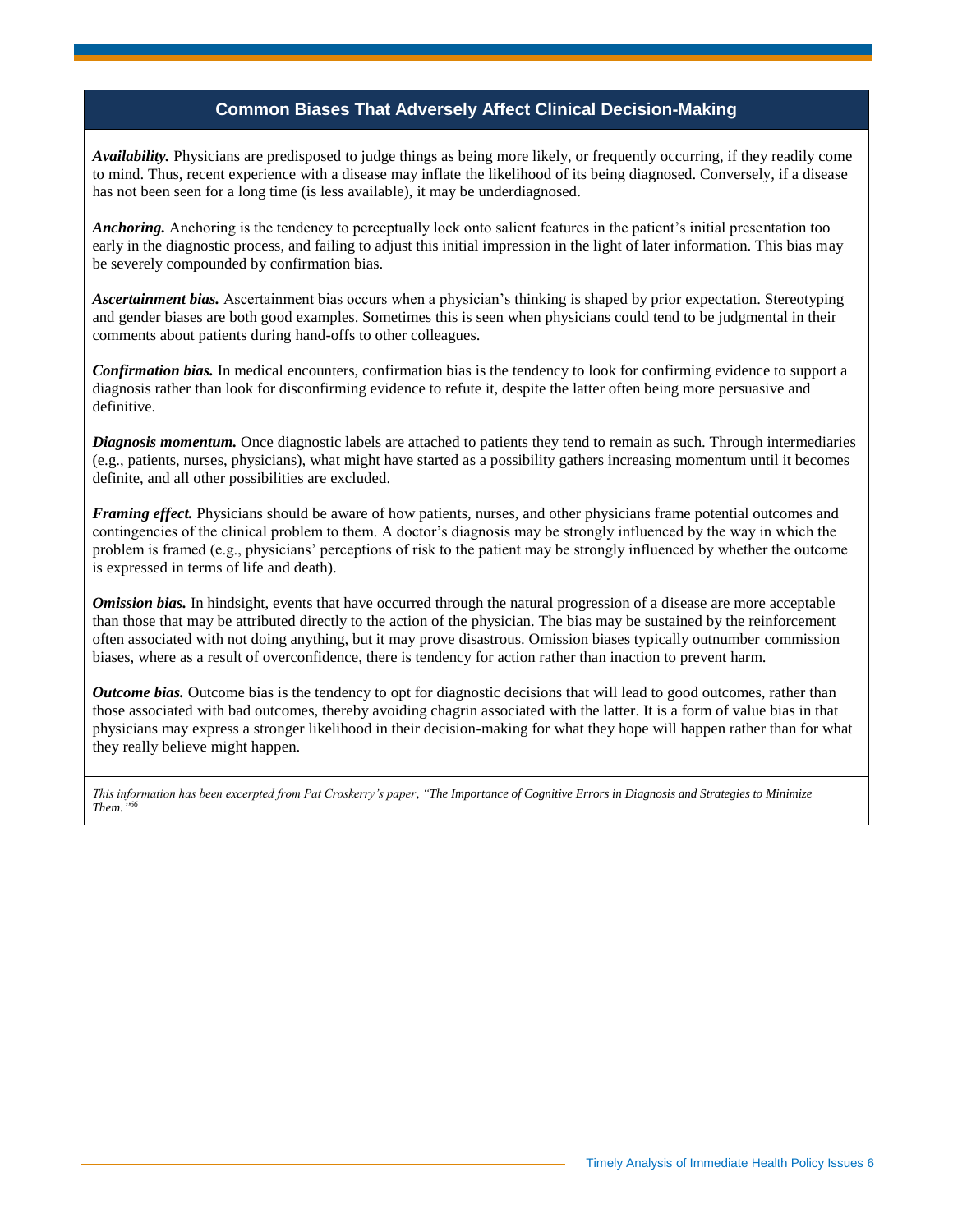### Common Biases That Adversely Affect Clinical Decision-Making

***Availability.*** Physicians are predisposed to judge things as being more likely, or frequently occurring, if they readily come to mind. Thus, recent experience with a disease may inflate the likelihood of its being diagnosed. Conversely, if a disease has not been seen for a long time (is less available), it may be underdiagnosed.

***Anchoring.*** Anchoring is the tendency to perceptually lock onto salient features in the patient's initial presentation too early in the diagnostic process, and failing to adjust this initial impression in the light of later information. This bias may be severely compounded by confirmation bias.

***Ascertainment bias.*** Ascertainment bias occurs when a physician's thinking is shaped by prior expectation. Stereotyping and gender biases are both good examples. Sometimes this is seen when physicians could tend to be judgmental in their comments about patients during hand-offs to other colleagues.

***Confirmation bias.*** In medical encounters, confirmation bias is the tendency to look for confirming evidence to support a diagnosis rather than look for disconfirming evidence to refute it, despite the latter often being more persuasive and definitive.

***Diagnosis momentum.*** Once diagnostic labels are attached to patients they tend to remain as such. Through intermediaries (e.g., patients, nurses, physicians), what might have started as a possibility gathers increasing momentum until it becomes definite, and all other possibilities are excluded.

***Framing effect.*** Physicians should be aware of how patients, nurses, and other physicians frame potential outcomes and contingencies of the clinical problem to them. A doctor's diagnosis may be strongly influenced by the way in which the problem is framed (e.g., physicians' perceptions of risk to the patient may be strongly influenced by whether the outcome is expressed in terms of life and death).

***Omission bias.*** In hindsight, events that have occurred through the natural progression of a disease are more acceptable than those that may be attributed directly to the action of the physician. The bias may be sustained by the reinforcement often associated with not doing anything, but it may prove disastrous. Omission biases typically outnumber commission biases, where as a result of overconfidence, there is tendency for action rather than inaction to prevent harm.

***Outcome bias.*** Outcome bias is the tendency to opt for diagnostic decisions that will lead to good outcomes, rather than those associated with bad outcomes, thereby avoiding chagrin associated with the latter. It is a form of value bias in that physicians may express a stronger likelihood in their decision-making for what they hope will happen rather than for what they really believe might happen.

*This information has been excerpted from Pat Croskerry's paper, "The Importance of Cognitive Errors in Diagnosis and Strategies to Minimize Them."*[66]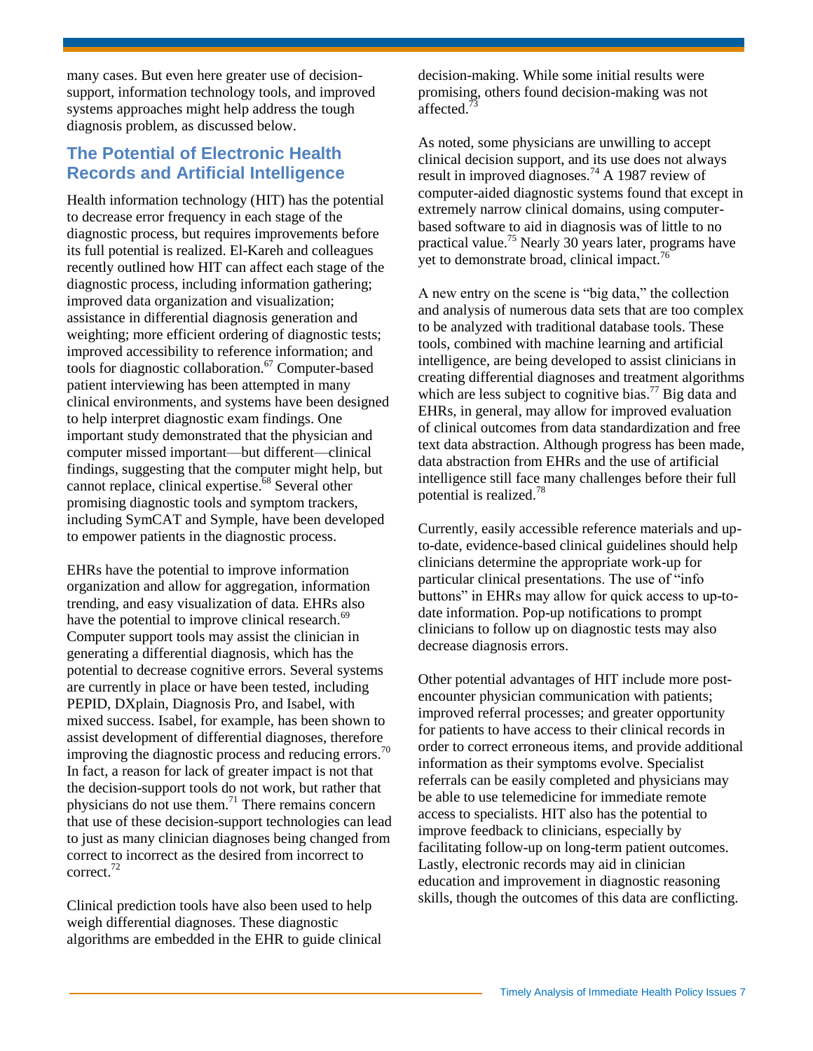many cases. But even here greater use of decision-support, information technology tools, and improved systems approaches might help address the tough diagnosis problem, as discussed below.

## The Potential of Electronic Health Records and Artificial Intelligence

Health information technology (HIT) has the potential to decrease error frequency in each stage of the diagnostic process, but requires improvements before its full potential is realized. El-Kareh and colleagues recently outlined how HIT can affect each stage of the diagnostic process, including information gathering; improved data organization and visualization; assistance in differential diagnosis generation and weighting; more efficient ordering of diagnostic tests; improved accessibility to reference information; and tools for diagnostic collaboration.[67] Computer-based patient interviewing has been attempted in many clinical environments, and systems have been designed to help interpret diagnostic exam findings. One important study demonstrated that the physician and computer missed important—but different—clinical findings, suggesting that the computer might help, but cannot replace, clinical expertise.[68] Several other promising diagnostic tools and symptom trackers, including SymCAT and Symple, have been developed to empower patients in the diagnostic process.

EHRs have the potential to improve information organization and allow for aggregation, information trending, and easy visualization of data. EHRs also have the potential to improve clinical research.[69] Computer support tools may assist the clinician in generating a differential diagnosis, which has the potential to decrease cognitive errors. Several systems are currently in place or have been tested, including PEPID, DXplain, Diagnosis Pro, and Isabel, with mixed success. Isabel, for example, has been shown to assist development of differential diagnoses, therefore improving the diagnostic process and reducing errors.[70] In fact, a reason for lack of greater impact is not that the decision-support tools do not work, but rather that physicians do not use them.[71] There remains concern that use of these decision-support technologies can lead to just as many clinician diagnoses being changed from correct to incorrect as the desired from incorrect to correct.[72]

Clinical prediction tools have also been used to help weigh differential diagnoses. These diagnostic algorithms are embedded in the EHR to guide clinical decision-making. While some initial results were promising, others found decision-making was not affected.[73]

As noted, some physicians are unwilling to accept clinical decision support, and its use does not always result in improved diagnoses.[74] A 1987 review of computer-aided diagnostic systems found that except in extremely narrow clinical domains, using computer-based software to aid in diagnosis was of little to no practical value.[75] Nearly 30 years later, programs have yet to demonstrate broad, clinical impact.[76]

A new entry on the scene is "big data," the collection and analysis of numerous data sets that are too complex to be analyzed with traditional database tools. These tools, combined with machine learning and artificial intelligence, are being developed to assist clinicians in creating differential diagnoses and treatment algorithms which are less subject to cognitive bias.[77] Big data and EHRs, in general, may allow for improved evaluation of clinical outcomes from data standardization and free text data abstraction. Although progress has been made, data abstraction from EHRs and the use of artificial intelligence still face many challenges before their full potential is realized.[78]

Currently, easily accessible reference materials and up-to-date, evidence-based clinical guidelines should help clinicians determine the appropriate work-up for particular clinical presentations. The use of "info buttons" in EHRs may allow for quick access to up-to-date information. Pop-up notifications to prompt clinicians to follow up on diagnostic tests may also decrease diagnosis errors.

Other potential advantages of HIT include more post-encounter physician communication with patients; improved referral processes; and greater opportunity for patients to have access to their clinical records in order to correct erroneous items, and provide additional information as their symptoms evolve. Specialist referrals can be easily completed and physicians may be able to use telemedicine for immediate remote access to specialists. HIT also has the potential to improve feedback to clinicians, especially by facilitating follow-up on long-term patient outcomes. Lastly, electronic records may aid in clinician education and improvement in diagnostic reasoning skills, though the outcomes of this data are conflicting.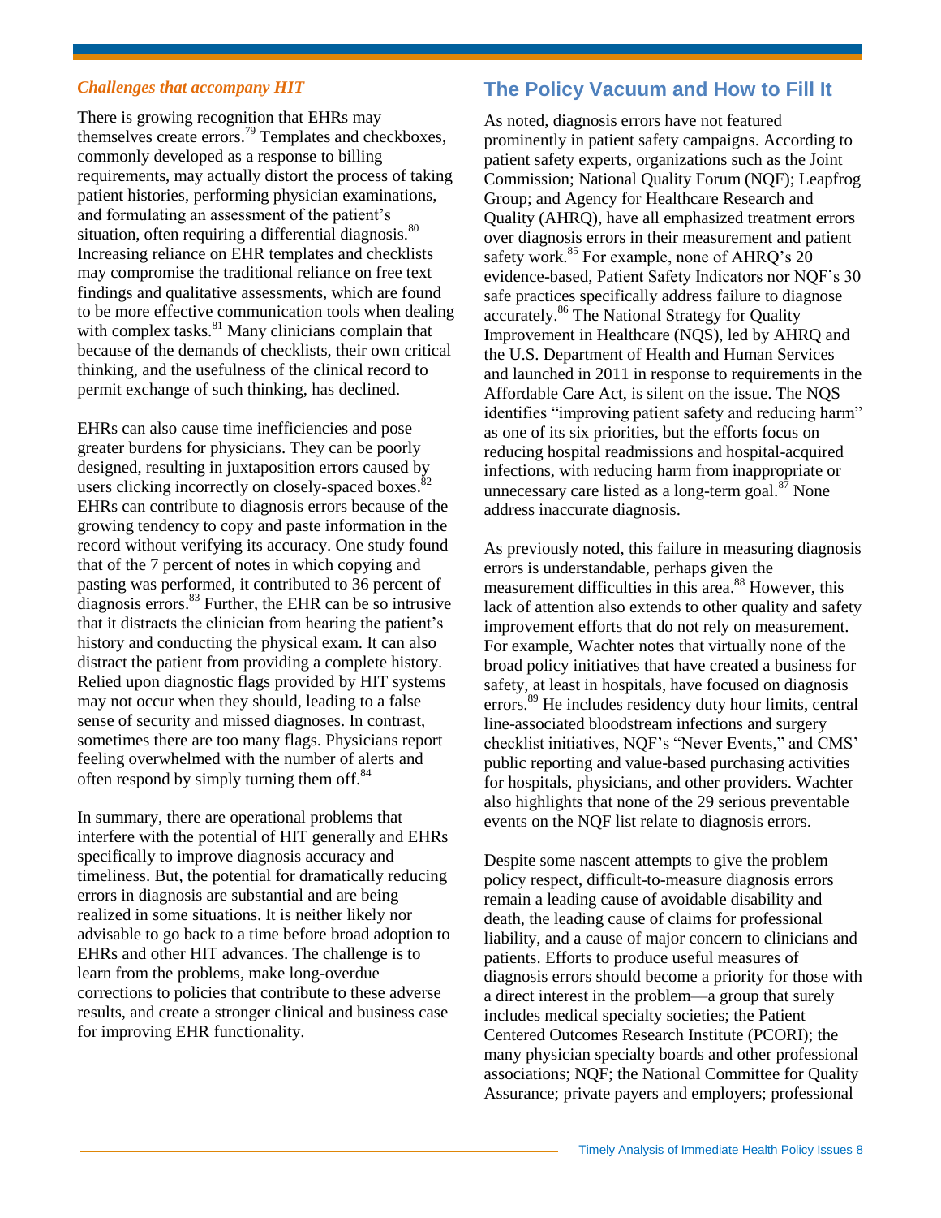### *Challenges that accompany HIT*

There is growing recognition that EHRs may themselves create errors.[79] Templates and checkboxes, commonly developed as a response to billing requirements, may actually distort the process of taking patient histories, performing physician examinations, and formulating an assessment of the patient's situation, often requiring a differential diagnosis.[80] Increasing reliance on EHR templates and checklists may compromise the traditional reliance on free text findings and qualitative assessments, which are found to be more effective communication tools when dealing with complex tasks.[81] Many clinicians complain that because of the demands of checklists, their own critical thinking, and the usefulness of the clinical record to permit exchange of such thinking, has declined.

EHRs can also cause time inefficiencies and pose greater burdens for physicians. They can be poorly designed, resulting in juxtaposition errors caused by users clicking incorrectly on closely-spaced boxes.[82] EHRs can contribute to diagnosis errors because of the growing tendency to copy and paste information in the record without verifying its accuracy. One study found that of the 7 percent of notes in which copying and pasting was performed, it contributed to 36 percent of diagnosis errors.[83] Further, the EHR can be so intrusive that it distracts the clinician from hearing the patient's history and conducting the physical exam. It can also distract the patient from providing a complete history. Relied upon diagnostic flags provided by HIT systems may not occur when they should, leading to a false sense of security and missed diagnoses. In contrast, sometimes there are too many flags. Physicians report feeling overwhelmed with the number of alerts and often respond by simply turning them off.[84]

In summary, there are operational problems that interfere with the potential of HIT generally and EHRs specifically to improve diagnosis accuracy and timeliness. But, the potential for dramatically reducing errors in diagnosis are substantial and are being realized in some situations. It is neither likely nor advisable to go back to a time before broad adoption to EHRs and other HIT advances. The challenge is to learn from the problems, make long-overdue corrections to policies that contribute to these adverse results, and create a stronger clinical and business case for improving EHR functionality.

## The Policy Vacuum and How to Fill It

As noted, diagnosis errors have not featured prominently in patient safety campaigns. According to patient safety experts, organizations such as the Joint Commission; National Quality Forum (NQF); Leapfrog Group; and Agency for Healthcare Research and Quality (AHRQ), have all emphasized treatment errors over diagnosis errors in their measurement and patient safety work.[85] For example, none of AHRQ's 20 evidence-based, Patient Safety Indicators nor NQF's 30 safe practices specifically address failure to diagnose accurately.[86] The National Strategy for Quality Improvement in Healthcare (NQS), led by AHRQ and the U.S. Department of Health and Human Services and launched in 2011 in response to requirements in the Affordable Care Act, is silent on the issue. The NQS identifies "improving patient safety and reducing harm" as one of its six priorities, but the efforts focus on reducing hospital readmissions and hospital-acquired infections, with reducing harm from inappropriate or unnecessary care listed as a long-term goal.[87] None address inaccurate diagnosis.

As previously noted, this failure in measuring diagnosis errors is understandable, perhaps given the measurement difficulties in this area.[88] However, this lack of attention also extends to other quality and safety improvement efforts that do not rely on measurement. For example, Wachter notes that virtually none of the broad policy initiatives that have created a business for safety, at least in hospitals, have focused on diagnosis errors.[89] He includes residency duty hour limits, central line-associated bloodstream infections and surgery checklist initiatives, NQF's "Never Events," and CMS' public reporting and value-based purchasing activities for hospitals, physicians, and other providers. Wachter also highlights that none of the 29 serious preventable events on the NQF list relate to diagnosis errors.

Despite some nascent attempts to give the problem policy respect, difficult-to-measure diagnosis errors remain a leading cause of avoidable disability and death, the leading cause of claims for professional liability, and a cause of major concern to clinicians and patients. Efforts to produce useful measures of diagnosis errors should become a priority for those with a direct interest in the problem—a group that surely includes medical specialty societies; the Patient Centered Outcomes Research Institute (PCORI); the many physician specialty boards and other professional associations; NQF; the National Committee for Quality Assurance; private payers and employers; professional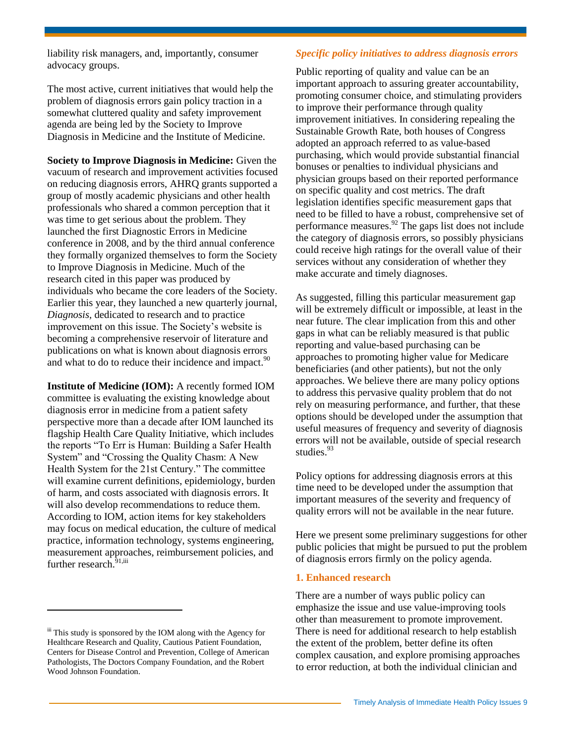liability risk managers, and, importantly, consumer advocacy groups.

The most active, current initiatives that would help the problem of diagnosis errors gain policy traction in a somewhat cluttered quality and safety improvement agenda are being led by the Society to Improve Diagnosis in Medicine and the Institute of Medicine.

**Society to Improve Diagnosis in Medicine:** Given the vacuum of research and improvement activities focused on reducing diagnosis errors, AHRQ grants supported a group of mostly academic physicians and other health professionals who shared a common perception that it was time to get serious about the problem. They launched the first Diagnostic Errors in Medicine conference in 2008, and by the third annual conference they formally organized themselves to form the Society to Improve Diagnosis in Medicine. Much of the research cited in this paper was produced by individuals who became the core leaders of the Society. Earlier this year, they launched a new quarterly journal, *Diagnosis*, dedicated to research and to practice improvement on this issue. The Society's website is becoming a comprehensive reservoir of literature and publications on what is known about diagnosis errors and what to do to reduce their incidence and impact.[90]

**Institute of Medicine (IOM):** A recently formed IOM committee is evaluating the existing knowledge about diagnosis error in medicine from a patient safety perspective more than a decade after IOM launched its flagship Health Care Quality Initiative, which includes the reports "To Err is Human: Building a Safer Health System" and "Crossing the Quality Chasm: A New Health System for the 21st Century." The committee will examine current definitions, epidemiology, burden of harm, and costs associated with diagnosis errors. It will also develop recommendations to reduce them. According to IOM, action items for key stakeholders may focus on medical education, the culture of medical practice, information technology, systems engineering, measurement approaches, reimbursement policies, and further research.[91,iii]

### *Specific policy initiatives to address diagnosis errors*

Public reporting of quality and value can be an important approach to assuring greater accountability, promoting consumer choice, and stimulating providers to improve their performance through quality improvement initiatives. In considering repealing the Sustainable Growth Rate, both houses of Congress adopted an approach referred to as value-based purchasing, which would provide substantial financial bonuses or penalties to individual physicians and physician groups based on their reported performance on specific quality and cost metrics. The draft legislation identifies specific measurement gaps that need to be filled to have a robust, comprehensive set of performance measures.[92] The gaps list does not include the category of diagnosis errors, so possibly physicians could receive high ratings for the overall value of their services without any consideration of whether they make accurate and timely diagnoses.

As suggested, filling this particular measurement gap will be extremely difficult or impossible, at least in the near future. The clear implication from this and other gaps in what can be reliably measured is that public reporting and value-based purchasing can be approaches to promoting higher value for Medicare beneficiaries (and other patients), but not the only approaches. We believe there are many policy options to address this pervasive quality problem that do not rely on measuring performance, and further, that these options should be developed under the assumption that useful measures of frequency and severity of diagnosis errors will not be available, outside of special research studies.[93]

Policy options for addressing diagnosis errors at this time need to be developed under the assumption that important measures of the severity and frequency of quality errors will not be available in the near future.

Here we present some preliminary suggestions for other public policies that might be pursued to put the problem of diagnosis errors firmly on the policy agenda.

#### 1. Enhanced research

There are a number of ways public policy can emphasize the issue and use value-improving tools other than measurement to promote improvement. There is need for additional research to help establish the extent of the problem, better define its often complex causation, and explore promising approaches to error reduction, at both the individual clinician and

---

[iii] This study is sponsored by the IOM along with the Agency for Healthcare Research and Quality, Cautious Patient Foundation, Centers for Disease Control and Prevention, College of American Pathologists, The Doctors Company Foundation, and the Robert Wood Johnson Foundation.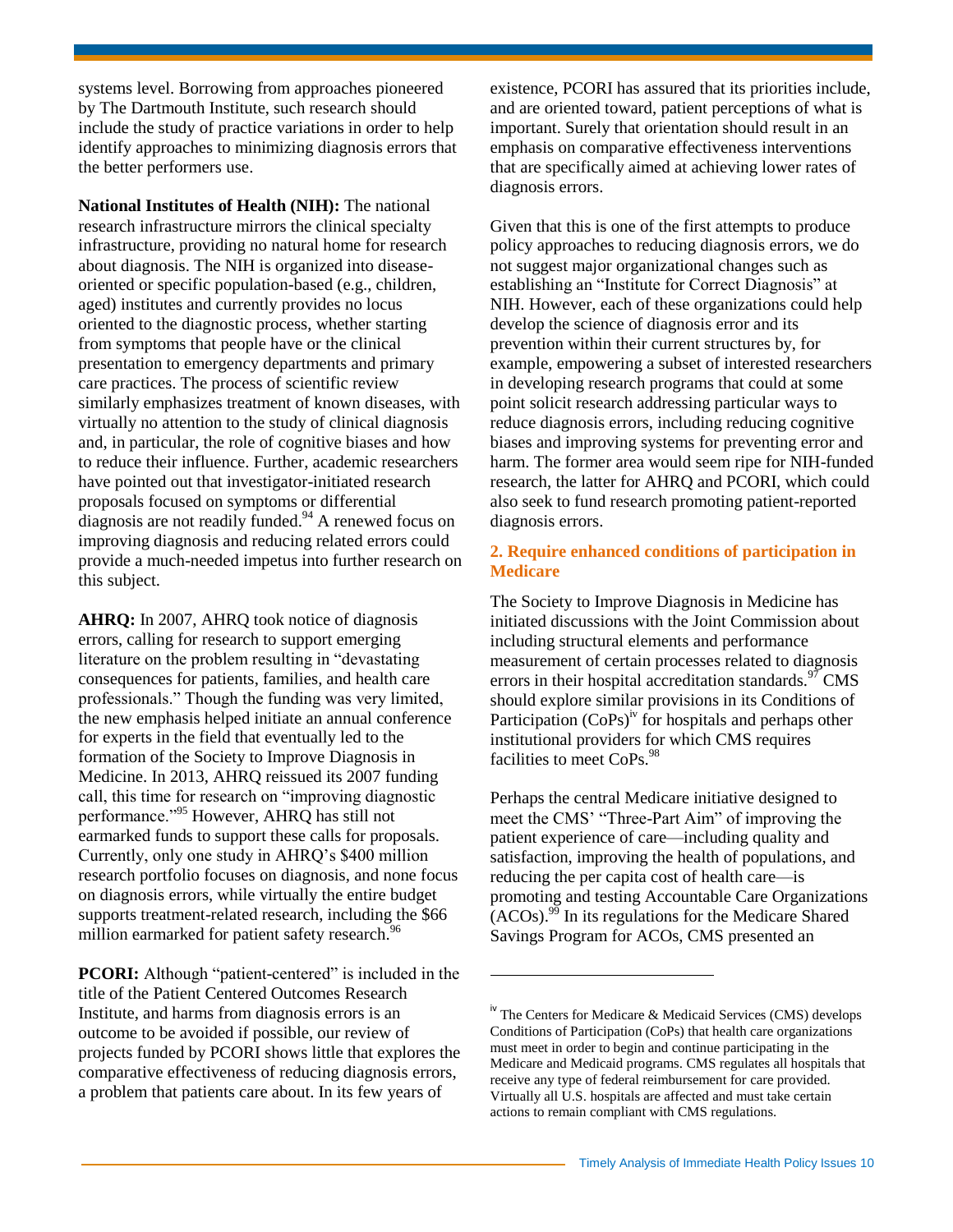systems level. Borrowing from approaches pioneered by The Dartmouth Institute, such research should include the study of practice variations in order to help identify approaches to minimizing diagnosis errors that the better performers use.

**National Institutes of Health (NIH):** The national research infrastructure mirrors the clinical specialty infrastructure, providing no natural home for research about diagnosis. The NIH is organized into disease-oriented or specific population-based (e.g., children, aged) institutes and currently provides no locus oriented to the diagnostic process, whether starting from symptoms that people have or the clinical presentation to emergency departments and primary care practices. The process of scientific review similarly emphasizes treatment of known diseases, with virtually no attention to the study of clinical diagnosis and, in particular, the role of cognitive biases and how to reduce their influence. Further, academic researchers have pointed out that investigator-initiated research proposals focused on symptoms or differential diagnosis are not readily funded.[94] A renewed focus on improving diagnosis and reducing related errors could provide a much-needed impetus into further research on this subject.

**AHRQ:** In 2007, AHRQ took notice of diagnosis errors, calling for research to support emerging literature on the problem resulting in "devastating consequences for patients, families, and health care professionals." Though the funding was very limited, the new emphasis helped initiate an annual conference for experts in the field that eventually led to the formation of the Society to Improve Diagnosis in Medicine. In 2013, AHRQ reissued its 2007 funding call, this time for research on "improving diagnostic performance."[95] However, AHRQ has still not earmarked funds to support these calls for proposals. Currently, only one study in AHRQ's $400 million research portfolio focuses on diagnosis, and none focus on diagnosis errors, while virtually the entire budget supports treatment-related research, including the $66 million earmarked for patient safety research.[96]

**PCORI:** Although "patient-centered" is included in the title of the Patient Centered Outcomes Research Institute, and harms from diagnosis errors is an outcome to be avoided if possible, our review of projects funded by PCORI shows little that explores the comparative effectiveness of reducing diagnosis errors, a problem that patients care about. In its few years of existence, PCORI has assured that its priorities include, and are oriented toward, patient perceptions of what is important. Surely that orientation should result in an emphasis on comparative effectiveness interventions that are specifically aimed at achieving lower rates of diagnosis errors.

Given that this is one of the first attempts to produce policy approaches to reducing diagnosis errors, we do not suggest major organizational changes such as establishing an "Institute for Correct Diagnosis" at NIH. However, each of these organizations could help develop the science of diagnosis error and its prevention within their current structures by, for example, empowering a subset of interested researchers in developing research programs that could at some point solicit research addressing particular ways to reduce diagnosis errors, including reducing cognitive biases and improving systems for preventing error and harm. The former area would seem ripe for NIH-funded research, the latter for AHRQ and PCORI, which could also seek to fund research promoting patient-reported diagnosis errors.

### 2. Require enhanced conditions of participation in Medicare

The Society to Improve Diagnosis in Medicine has initiated discussions with the Joint Commission about including structural elements and performance measurement of certain processes related to diagnosis errors in their hospital accreditation standards.[97] CMS should explore similar provisions in its Conditions of Participation (CoPs)[iv] for hospitals and perhaps other institutional providers for which CMS requires facilities to meet CoPs.[98]

Perhaps the central Medicare initiative designed to meet the CMS' "Three-Part Aim" of improving the patient experience of care—including quality and satisfaction, improving the health of populations, and reducing the per capita cost of health care—is promoting and testing Accountable Care Organizations (ACOs).[99] In its regulations for the Medicare Shared Savings Program for ACOs, CMS presented an

---

[iv] The Centers for Medicare & Medicaid Services (CMS) develops Conditions of Participation (CoPs) that health care organizations must meet in order to begin and continue participating in the Medicare and Medicaid programs. CMS regulates all hospitals that receive any type of federal reimbursement for care provided. Virtually all U.S. hospitals are affected and must take certain actions to remain compliant with CMS regulations.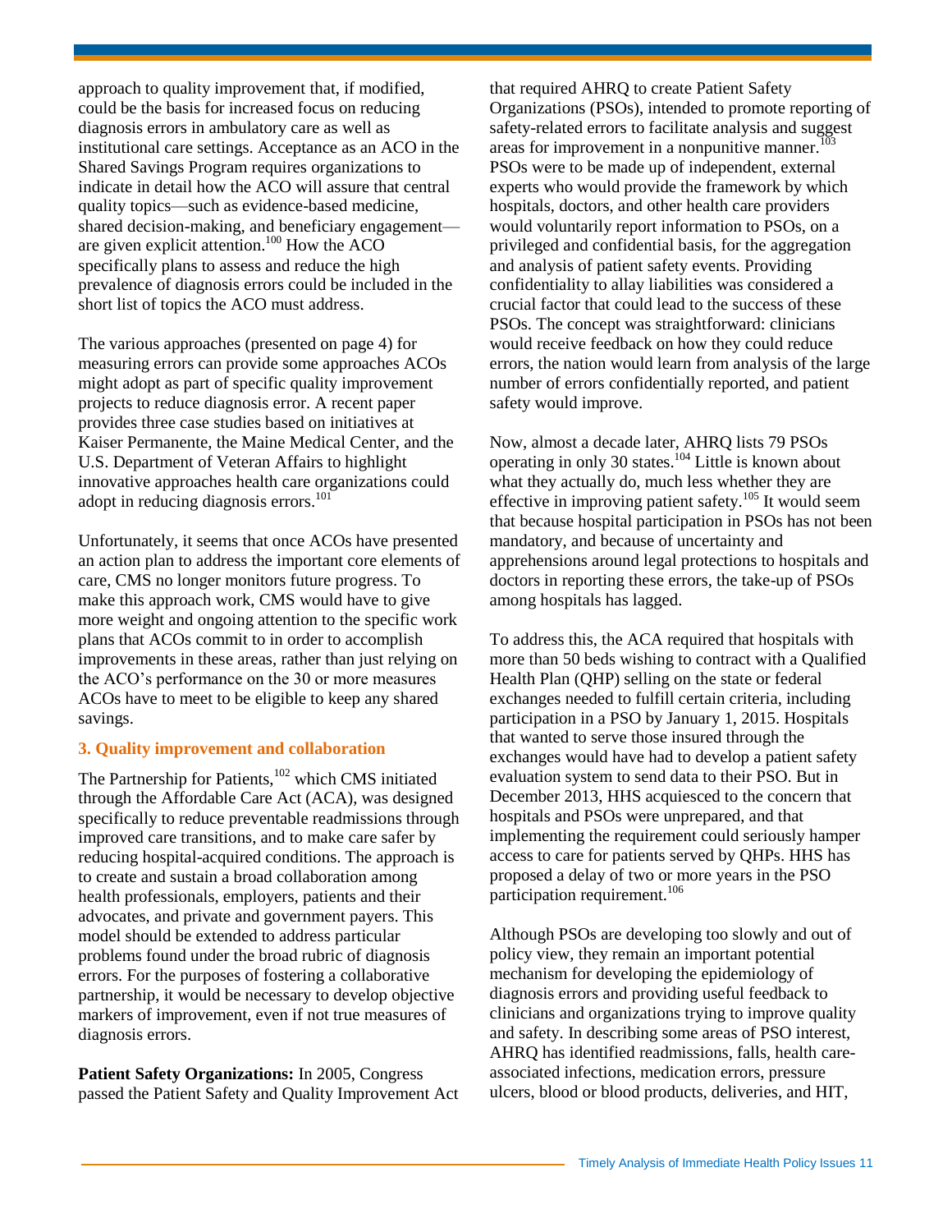approach to quality improvement that, if modified, could be the basis for increased focus on reducing diagnosis errors in ambulatory care as well as institutional care settings. Acceptance as an ACO in the Shared Savings Program requires organizations to indicate in detail how the ACO will assure that central quality topics—such as evidence-based medicine, shared decision-making, and beneficiary engagement—are given explicit attention.[100] How the ACO specifically plans to assess and reduce the high prevalence of diagnosis errors could be included in the short list of topics the ACO must address.

The various approaches (presented on page 4) for measuring errors can provide some approaches ACOs might adopt as part of specific quality improvement projects to reduce diagnosis error. A recent paper provides three case studies based on initiatives at Kaiser Permanente, the Maine Medical Center, and the U.S. Department of Veteran Affairs to highlight innovative approaches health care organizations could adopt in reducing diagnosis errors.[101]

Unfortunately, it seems that once ACOs have presented an action plan to address the important core elements of care, CMS no longer monitors future progress. To make this approach work, CMS would have to give more weight and ongoing attention to the specific work plans that ACOs commit to in order to accomplish improvements in these areas, rather than just relying on the ACO's performance on the 30 or more measures ACOs have to meet to be eligible to keep any shared savings.

### 3. Quality improvement and collaboration

The Partnership for Patients,[102] which CMS initiated through the Affordable Care Act (ACA), was designed specifically to reduce preventable readmissions through improved care transitions, and to make care safer by reducing hospital-acquired conditions. The approach is to create and sustain a broad collaboration among health professionals, employers, patients and their advocates, and private and government payers. This model should be extended to address particular problems found under the broad rubric of diagnosis errors. For the purposes of fostering a collaborative partnership, it would be necessary to develop objective markers of improvement, even if not true measures of diagnosis errors.

**Patient Safety Organizations:** In 2005, Congress passed the Patient Safety and Quality Improvement Act that required AHRQ to create Patient Safety Organizations (PSOs), intended to promote reporting of safety-related errors to facilitate analysis and suggest areas for improvement in a nonpunitive manner.[103] PSOs were to be made up of independent, external experts who would provide the framework by which hospitals, doctors, and other health care providers would voluntarily report information to PSOs, on a privileged and confidential basis, for the aggregation and analysis of patient safety events. Providing confidentiality to allay liabilities was considered a crucial factor that could lead to the success of these PSOs. The concept was straightforward: clinicians would receive feedback on how they could reduce errors, the nation would learn from analysis of the large number of errors confidentially reported, and patient safety would improve.

Now, almost a decade later, AHRQ lists 79 PSOs operating in only 30 states.[104] Little is known about what they actually do, much less whether they are effective in improving patient safety.[105] It would seem that because hospital participation in PSOs has not been mandatory, and because of uncertainty and apprehensions around legal protections to hospitals and doctors in reporting these errors, the take-up of PSOs among hospitals has lagged.

To address this, the ACA required that hospitals with more than 50 beds wishing to contract with a Qualified Health Plan (QHP) selling on the state or federal exchanges needed to fulfill certain criteria, including participation in a PSO by January 1, 2015. Hospitals that wanted to serve those insured through the exchanges would have had to develop a patient safety evaluation system to send data to their PSO. But in December 2013, HHS acquiesced to the concern that hospitals and PSOs were unprepared, and that implementing the requirement could seriously hamper access to care for patients served by QHPs. HHS has proposed a delay of two or more years in the PSO participation requirement.[106]

Although PSOs are developing too slowly and out of policy view, they remain an important potential mechanism for developing the epidemiology of diagnosis errors and providing useful feedback to clinicians and organizations trying to improve quality and safety. In describing some areas of PSO interest, AHRQ has identified readmissions, falls, health care-associated infections, medication errors, pressure ulcers, blood or blood products, deliveries, and HIT,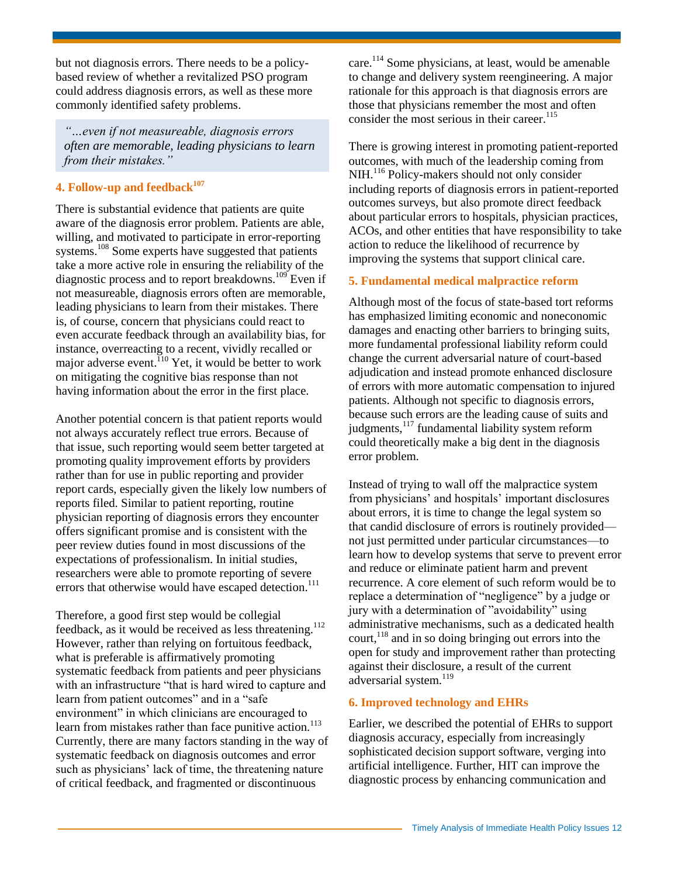but not diagnosis errors. There needs to be a policy-based review of whether a revitalized PSO program could address diagnosis errors, as well as these more commonly identified safety problems.

> *"…even if not measureable, diagnosis errors often are memorable, leading physicians to learn from their mistakes."*

### 4. Follow-up and feedback[107]

There is substantial evidence that patients are quite aware of the diagnosis error problem. Patients are able, willing, and motivated to participate in error-reporting systems.[108] Some experts have suggested that patients take a more active role in ensuring the reliability of the diagnostic process and to report breakdowns.[109] Even if not measureable, diagnosis errors often are memorable, leading physicians to learn from their mistakes. There is, of course, concern that physicians could react to even accurate feedback through an availability bias, for instance, overreacting to a recent, vividly recalled or major adverse event.[110] Yet, it would be better to work on mitigating the cognitive bias response than not having information about the error in the first place.

Another potential concern is that patient reports would not always accurately reflect true errors. Because of that issue, such reporting would seem better targeted at promoting quality improvement efforts by providers rather than for use in public reporting and provider report cards, especially given the likely low numbers of reports filed. Similar to patient reporting, routine physician reporting of diagnosis errors they encounter offers significant promise and is consistent with the peer review duties found in most discussions of the expectations of professionalism. In initial studies, researchers were able to promote reporting of severe errors that otherwise would have escaped detection.[111]

Therefore, a good first step would be collegial feedback, as it would be received as less threatening.[112] However, rather than relying on fortuitous feedback, what is preferable is affirmatively promoting systematic feedback from patients and peer physicians with an infrastructure "that is hard wired to capture and learn from patient outcomes" and in a "safe environment" in which clinicians are encouraged to learn from mistakes rather than face punitive action.[113] Currently, there are many factors standing in the way of systematic feedback on diagnosis outcomes and error such as physicians' lack of time, the threatening nature of critical feedback, and fragmented or discontinuous care.[114] Some physicians, at least, would be amenable to change and delivery system reengineering. A major rationale for this approach is that diagnosis errors are those that physicians remember the most and often consider the most serious in their career.[115]

There is growing interest in promoting patient-reported outcomes, with much of the leadership coming from NIH.[116] Policy-makers should not only consider including reports of diagnosis errors in patient-reported outcomes surveys, but also promote direct feedback about particular errors to hospitals, physician practices, ACOs, and other entities that have responsibility to take action to reduce the likelihood of recurrence by improving the systems that support clinical care.

### 5. Fundamental medical malpractice reform

Although most of the focus of state-based tort reforms has emphasized limiting economic and noneconomic damages and enacting other barriers to bringing suits, more fundamental professional liability reform could change the current adversarial nature of court-based adjudication and instead promote enhanced disclosure of errors with more automatic compensation to injured patients. Although not specific to diagnosis errors, because such errors are the leading cause of suits and judgments,[117] fundamental liability system reform could theoretically make a big dent in the diagnosis error problem.

Instead of trying to wall off the malpractice system from physicians' and hospitals' important disclosures about errors, it is time to change the legal system so that candid disclosure of errors is routinely provided—not just permitted under particular circumstances—to learn how to develop systems that serve to prevent error and reduce or eliminate patient harm and prevent recurrence. A core element of such reform would be to replace a determination of "negligence" by a judge or jury with a determination of "avoidability" using administrative mechanisms, such as a dedicated health court,[118] and in so doing bringing out errors into the open for study and improvement rather than protecting against their disclosure, a result of the current adversarial system.[119]

### 6. Improved technology and EHRs

Earlier, we described the potential of EHRs to support diagnosis accuracy, especially from increasingly sophisticated decision support software, verging into artificial intelligence. Further, HIT can improve the diagnostic process by enhancing communication and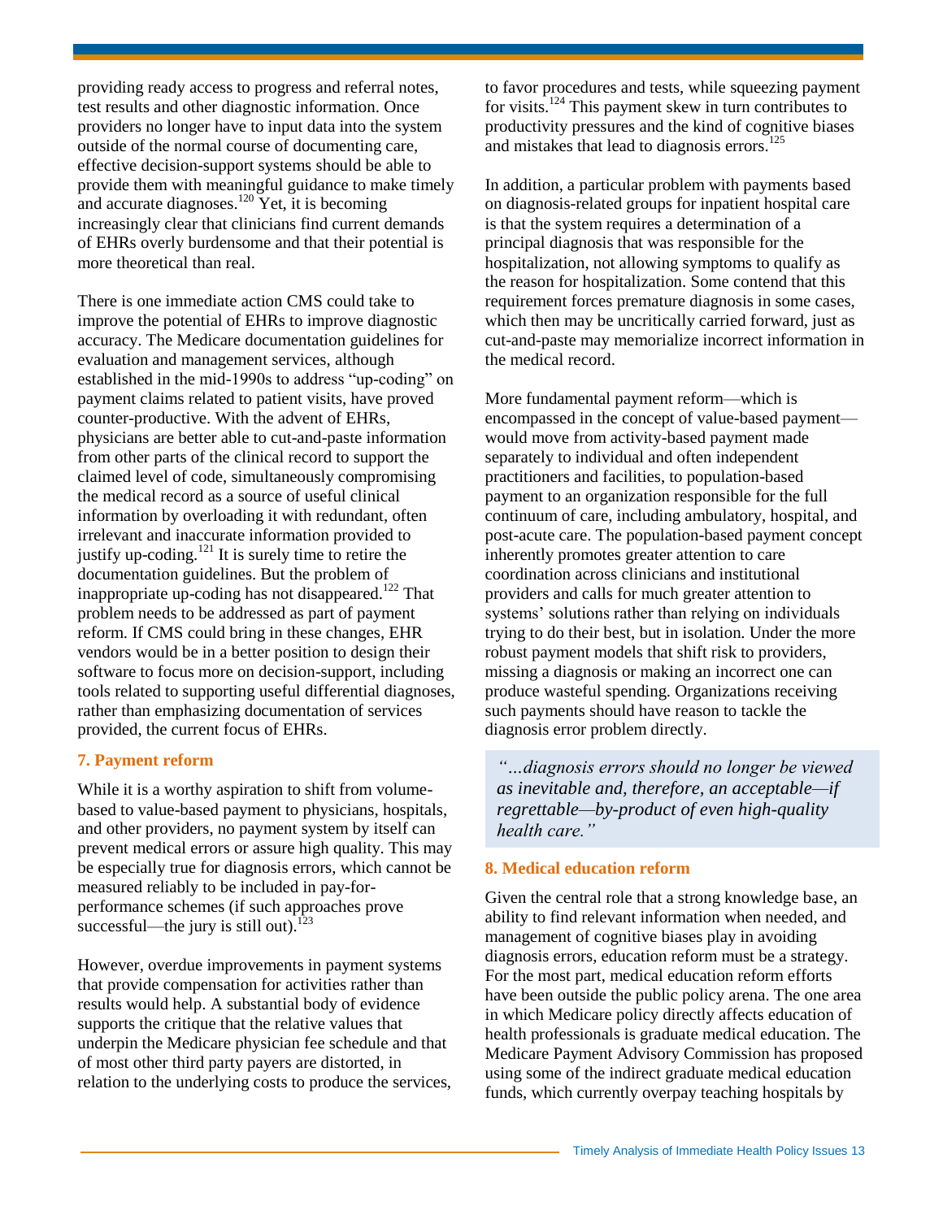providing ready access to progress and referral notes, test results and other diagnostic information. Once providers no longer have to input data into the system outside of the normal course of documenting care, effective decision-support systems should be able to provide them with meaningful guidance to make timely and accurate diagnoses.[120] Yet, it is becoming increasingly clear that clinicians find current demands of EHRs overly burdensome and that their potential is more theoretical than real.

There is one immediate action CMS could take to improve the potential of EHRs to improve diagnostic accuracy. The Medicare documentation guidelines for evaluation and management services, although established in the mid-1990s to address "up-coding" on payment claims related to patient visits, have proved counter-productive. With the advent of EHRs, physicians are better able to cut-and-paste information from other parts of the clinical record to support the claimed level of code, simultaneously compromising the medical record as a source of useful clinical information by overloading it with redundant, often irrelevant and inaccurate information provided to justify up-coding.[121] It is surely time to retire the documentation guidelines. But the problem of inappropriate up-coding has not disappeared.[122] That problem needs to be addressed as part of payment reform. If CMS could bring in these changes, EHR vendors would be in a better position to design their software to focus more on decision-support, including tools related to supporting useful differential diagnoses, rather than emphasizing documentation of services provided, the current focus of EHRs.

## 7. Payment reform

While it is a worthy aspiration to shift from volume-based to value-based payment to physicians, hospitals, and other providers, no payment system by itself can prevent medical errors or assure high quality. This may be especially true for diagnosis errors, which cannot be measured reliably to be included in pay-for-performance schemes (if such approaches prove successful—the jury is still out).[123]

However, overdue improvements in payment systems that provide compensation for activities rather than results would help. A substantial body of evidence supports the critique that the relative values that underpin the Medicare physician fee schedule and that of most other third party payers are distorted, in relation to the underlying costs to produce the services, to favor procedures and tests, while squeezing payment for visits.[124] This payment skew in turn contributes to productivity pressures and the kind of cognitive biases and mistakes that lead to diagnosis errors.[125]

In addition, a particular problem with payments based on diagnosis-related groups for inpatient hospital care is that the system requires a determination of a principal diagnosis that was responsible for the hospitalization, not allowing symptoms to qualify as the reason for hospitalization. Some contend that this requirement forces premature diagnosis in some cases, which then may be uncritically carried forward, just as cut-and-paste may memorialize incorrect information in the medical record.

More fundamental payment reform—which is encompassed in the concept of value-based payment—would move from activity-based payment made separately to individual and often independent practitioners and facilities, to population-based payment to an organization responsible for the full continuum of care, including ambulatory, hospital, and post-acute care. The population-based payment concept inherently promotes greater attention to care coordination across clinicians and institutional providers and calls for much greater attention to systems' solutions rather than relying on individuals trying to do their best, but in isolation. Under the more robust payment models that shift risk to providers, missing a diagnosis or making an incorrect one can produce wasteful spending. Organizations receiving such payments should have reason to tackle the diagnosis error problem directly.

> *"…diagnosis errors should no longer be viewed as inevitable and, therefore, an acceptable—if regrettable—by-product of even high-quality health care."*

## 8. Medical education reform

Given the central role that a strong knowledge base, an ability to find relevant information when needed, and management of cognitive biases play in avoiding diagnosis errors, education reform must be a strategy. For the most part, medical education reform efforts have been outside the public policy arena. The one area in which Medicare policy directly affects education of health professionals is graduate medical education. The Medicare Payment Advisory Commission has proposed using some of the indirect graduate medical education funds, which currently overpay teaching hospitals by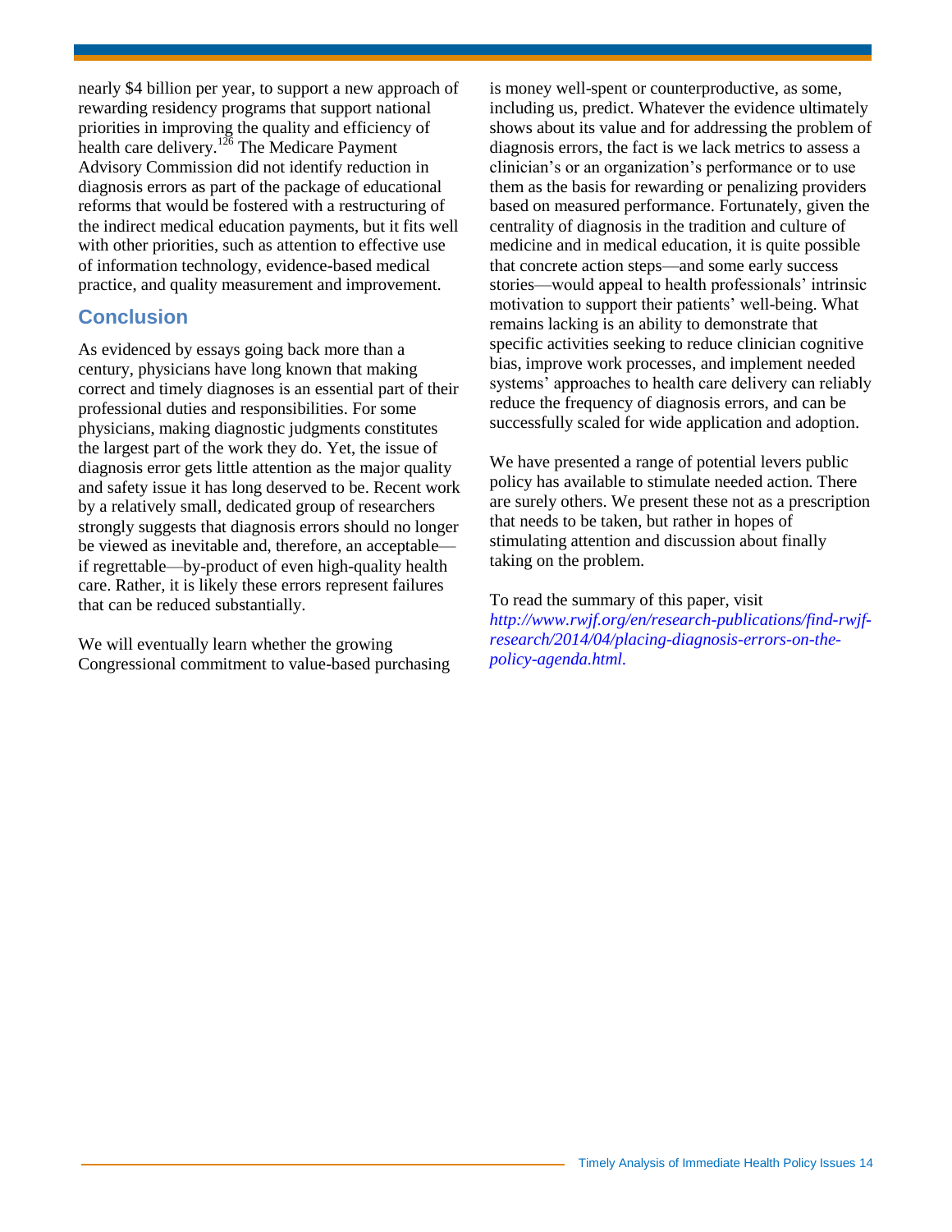nearly $4 billion per year, to support a new approach of rewarding residency programs that support national priorities in improving the quality and efficiency of health care delivery.[126] The Medicare Payment Advisory Commission did not identify reduction in diagnosis errors as part of the package of educational reforms that would be fostered with a restructuring of the indirect medical education payments, but it fits well with other priorities, such as attention to effective use of information technology, evidence-based medical practice, and quality measurement and improvement.

## Conclusion

As evidenced by essays going back more than a century, physicians have long known that making correct and timely diagnoses is an essential part of their professional duties and responsibilities. For some physicians, making diagnostic judgments constitutes the largest part of the work they do. Yet, the issue of diagnosis error gets little attention as the major quality and safety issue it has long deserved to be. Recent work by a relatively small, dedicated group of researchers strongly suggests that diagnosis errors should no longer be viewed as inevitable and, therefore, an acceptable—if regrettable—by-product of even high-quality health care. Rather, it is likely these errors represent failures that can be reduced substantially.

We will eventually learn whether the growing Congressional commitment to value-based purchasing is money well-spent or counterproductive, as some, including us, predict. Whatever the evidence ultimately shows about its value and for addressing the problem of diagnosis errors, the fact is we lack metrics to assess a clinician's or an organization's performance or to use them as the basis for rewarding or penalizing providers based on measured performance. Fortunately, given the centrality of diagnosis in the tradition and culture of medicine and in medical education, it is quite possible that concrete action steps—and some early success stories—would appeal to health professionals' intrinsic motivation to support their patients' well-being. What remains lacking is an ability to demonstrate that specific activities seeking to reduce clinician cognitive bias, improve work processes, and implement needed systems' approaches to health care delivery can reliably reduce the frequency of diagnosis errors, and can be successfully scaled for wide application and adoption.

We have presented a range of potential levers public policy has available to stimulate needed action. There are surely others. We present these not as a prescription that needs to be taken, but rather in hopes of stimulating attention and discussion about finally taking on the problem.

To read the summary of this paper, visit *http://www.rwjf.org/en/research-publications/find-rwjf-research/2014/04/placing-diagnosis-errors-on-the-policy-agenda.html.*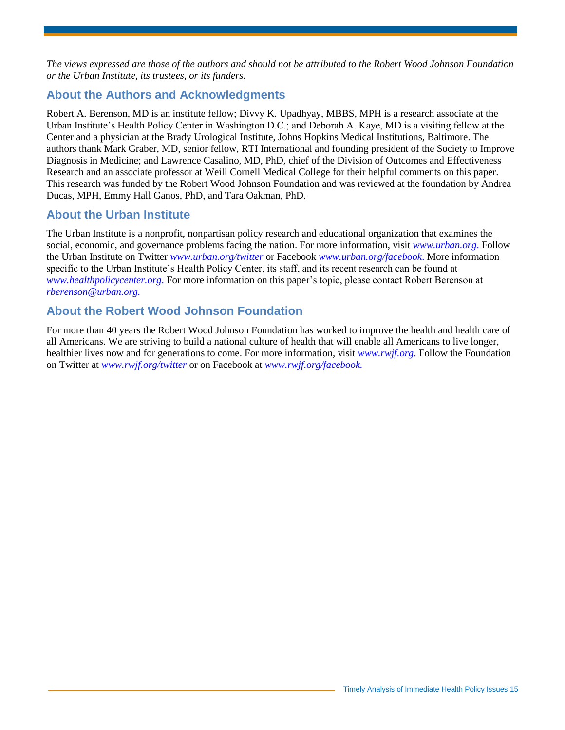*The views expressed are those of the authors and should not be attributed to the Robert Wood Johnson Foundation or the Urban Institute, its trustees, or its funders.*

## About the Authors and Acknowledgments

Robert A. Berenson, MD is an institute fellow; Divvy K. Upadhyay, MBBS, MPH is a research associate at the Urban Institute's Health Policy Center in Washington D.C.; and Deborah A. Kaye, MD is a visiting fellow at the Center and a physician at the Brady Urological Institute, Johns Hopkins Medical Institutions, Baltimore. The authors thank Mark Graber, MD, senior fellow, RTI International and founding president of the Society to Improve Diagnosis in Medicine; and Lawrence Casalino, MD, PhD, chief of the Division of Outcomes and Effectiveness Research and an associate professor at Weill Cornell Medical College for their helpful comments on this paper. This research was funded by the Robert Wood Johnson Foundation and was reviewed at the foundation by Andrea Ducas, MPH, Emmy Hall Ganos, PhD, and Tara Oakman, PhD.

## About the Urban Institute

The Urban Institute is a nonprofit, nonpartisan policy research and educational organization that examines the social, economic, and governance problems facing the nation. For more information, visit *www.urban.org*. Follow the Urban Institute on Twitter *www.urban.org/twitter* or Facebook *www.urban.org/facebook*. More information specific to the Urban Institute's Health Policy Center, its staff, and its recent research can be found at *www.healthpolicycenter.org*. For more information on this paper's topic, please contact Robert Berenson at *rberenson@urban.org.*

## About the Robert Wood Johnson Foundation

For more than 40 years the Robert Wood Johnson Foundation has worked to improve the health and health care of all Americans. We are striving to build a national culture of health that will enable all Americans to live longer, healthier lives now and for generations to come. For more information, visit *www.rwjf.org*. Follow the Foundation on Twitter at *www.rwjf.org/twitter* or on Facebook at *www.rwjf.org/facebook.*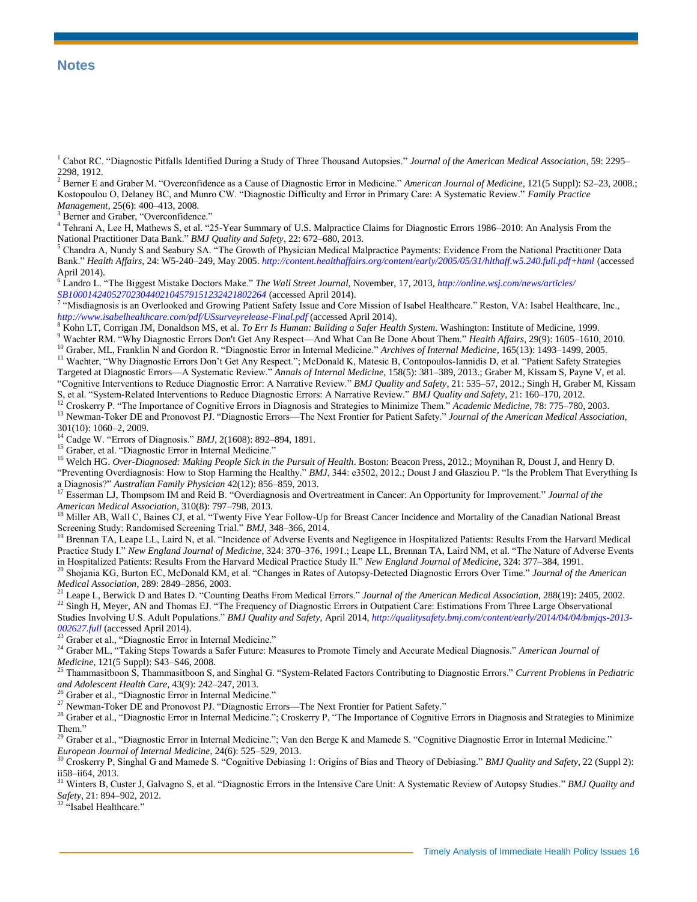## Notes

[1] Cabot RC. "Diagnostic Pitfalls Identified During a Study of Three Thousand Autopsies." *Journal of the American Medical Association*, 59: 2295–2298, 1912.

[2] Berner E and Graber M. "Overconfidence as a Cause of Diagnostic Error in Medicine." *American Journal of Medicine*, 121(5 Suppl): S2–23, 2008.; Kostopoulou O, Delaney BC, and Munro CW. "Diagnostic Difficulty and Error in Primary Care: A Systematic Review." *Family Practice Management*, 25(6): 400–413, 2008.

[3] Berner and Graber, "Overconfidence."

[4] Tehrani A, Lee H, Mathews S, et al. "25-Year Summary of U.S. Malpractice Claims for Diagnostic Errors 1986–2010: An Analysis From the National Practitioner Data Bank." *BMJ Quality and Safety*, 22: 672–680, 2013.

[5] Chandra A, Nundy S and Seabury SA. "The Growth of Physician Medical Malpractice Payments: Evidence From the National Practitioner Data Bank." *Health Affairs*, 24: W5-240–249, May 2005. *http://content.healthaffairs.org/content/early/2005/05/31/hlthaff.w5.240.full.pdf+html* (accessed April 2014).

[6] Landro L. "The Biggest Mistake Doctors Make." *The Wall Street Journal*, November, 17, 2013, *http://online.wsj.com/news/articles/SB10001424052702304402104579151232421802264* (accessed April 2014).

[7] "Misdiagnosis is an Overlooked and Growing Patient Safety Issue and Core Mission of Isabel Healthcare." Reston, VA: Isabel Healthcare, Inc., *http://www.isabelhealthcare.com/pdf/USsurveyrelease-Final.pdf* (accessed April 2014).

[8] Kohn LT, Corrigan JM, Donaldson MS, et al. *To Err Is Human: Building a Safer Health System*. Washington: Institute of Medicine, 1999.

[9] Wachter RM. "Why Diagnostic Errors Don't Get Any Respect—And What Can Be Done About Them." *Health Affairs*, 29(9): 1605–1610, 2010.

[10] Graber, ML, Franklin N and Gordon R. "Diagnostic Error in Internal Medicine." *Archives of Internal Medicine*, 165(13): 1493–1499, 2005.

[11] Wachter, "Why Diagnostic Errors Don't Get Any Respect."; McDonald K, Matesic B, Contopoulos-Iannidis D, et al. "Patient Safety Strategies Targeted at Diagnostic Errors—A Systematic Review." *Annals of Internal Medicine*, 158(5): 381–389, 2013.; Graber M, Kissam S, Payne V, et al. "Cognitive Interventions to Reduce Diagnostic Error: A Narrative Review." *BMJ Quality and Safety*, 21: 535–57, 2012.; Singh H, Graber M, Kissam S, et al. "System-Related Interventions to Reduce Diagnostic Errors: A Narrative Review." *BMJ Quality and Safety*, 21: 160–170, 2012.

[12] Croskerry P. "The Importance of Cognitive Errors in Diagnosis and Strategies to Minimize Them." *Academic Medicine*, 78: 775–780, 2003.

[13] Newman-Toker DE and Pronovost PJ. "Diagnostic Errors—The Next Frontier for Patient Safety." *Journal of the American Medical Association*, 301(10): 1060–2, 2009.

[14] Cadge W. "Errors of Diagnosis." *BMJ*, 2(1608): 892–894, 1891.

[15] Graber, et al. "Diagnostic Error in Internal Medicine."

[16] Welch HG. *Over-Diagnosed: Making People Sick in the Pursuit of Health*. Boston: Beacon Press, 2012.; Moynihan R, Doust J, and Henry D. "Preventing Overdiagnosis: How to Stop Harming the Healthy." *BMJ*, 344: e3502, 2012.; Doust J and Glasziou P. "Is the Problem That Everything Is a Diagnosis?" *Australian Family Physician* 42(12): 856–859, 2013.

[17] Esserman LJ, Thompsom IM and Reid B. "Overdiagnosis and Overtreatment in Cancer: An Opportunity for Improvement." *Journal of the American Medical Association*, 310(8): 797–798, 2013.

[18] Miller AB, Wall C, Baines CJ, et al. "Twenty Five Year Follow-Up for Breast Cancer Incidence and Mortality of the Canadian National Breast Screening Study: Randomised Screening Trial." *BMJ*, 348–366, 2014.

[19] Brennan TA, Leape LL, Laird N, et al. "Incidence of Adverse Events and Negligence in Hospitalized Patients: Results From the Harvard Medical Practice Study I." *New England Journal of Medicine*, 324: 370–376, 1991.; Leape LL, Brennan TA, Laird NM, et al. "The Nature of Adverse Events in Hospitalized Patients: Results From the Harvard Medical Practice Study II." *New England Journal of Medicine*, 324: 377–384, 1991.

[20] Shojania KG, Burton EC, McDonald KM, et al. "Changes in Rates of Autopsy-Detected Diagnostic Errors Over Time." *Journal of the American Medical Association*, 289: 2849–2856, 2003.

[21] Leape L, Berwick D and Bates D. "Counting Deaths From Medical Errors." *Journal of the American Medical Association*, 288(19): 2405, 2002.

[22] Singh H, Meyer, AN and Thomas EJ. "The Frequency of Diagnostic Errors in Outpatient Care: Estimations From Three Large Observational Studies Involving U.S. Adult Populations." *BMJ Quality and Safety*, April 2014, *http://qualitysafety.bmj.com/content/early/2014/04/04/bmjqs-2013-002627.full* (accessed April 2014).

[23] Graber et al., "Diagnostic Error in Internal Medicine."

[24] Graber ML, "Taking Steps Towards a Safer Future: Measures to Promote Timely and Accurate Medical Diagnosis." *American Journal of Medicine*, 121(5 Suppl): S43–S46, 2008.

[25] Thammasitboon S, Thammasitboon S, and Singhal G. "System-Related Factors Contributing to Diagnostic Errors." *Current Problems in Pediatric and Adolescent Health Care*, 43(9): 242–247, 2013.

[26] Graber et al., "Diagnostic Error in Internal Medicine."

[27] Newman-Toker DE and Pronovost PJ. "Diagnostic Errors—The Next Frontier for Patient Safety."

[28] Graber et al., "Diagnostic Error in Internal Medicine."; Croskerry P, "The Importance of Cognitive Errors in Diagnosis and Strategies to Minimize Them."

[29] Graber et al., "Diagnostic Error in Internal Medicine."; Van den Berge K and Mamede S. "Cognitive Diagnostic Error in Internal Medicine." *European Journal of Internal Medicine*, 24(6): 525–529, 2013.

[30] Croskerry P, Singhal G and Mamede S. "Cognitive Debiasing 1: Origins of Bias and Theory of Debiasing." *BMJ Quality and Safety*, 22 (Suppl 2): ii58–ii64, 2013.

[31] Winters B, Custer J, Galvagno S, et al. "Diagnostic Errors in the Intensive Care Unit: A Systematic Review of Autopsy Studies." *BMJ Quality and Safety*, 21: 894–902, 2012.

[32] "Isabel Healthcare."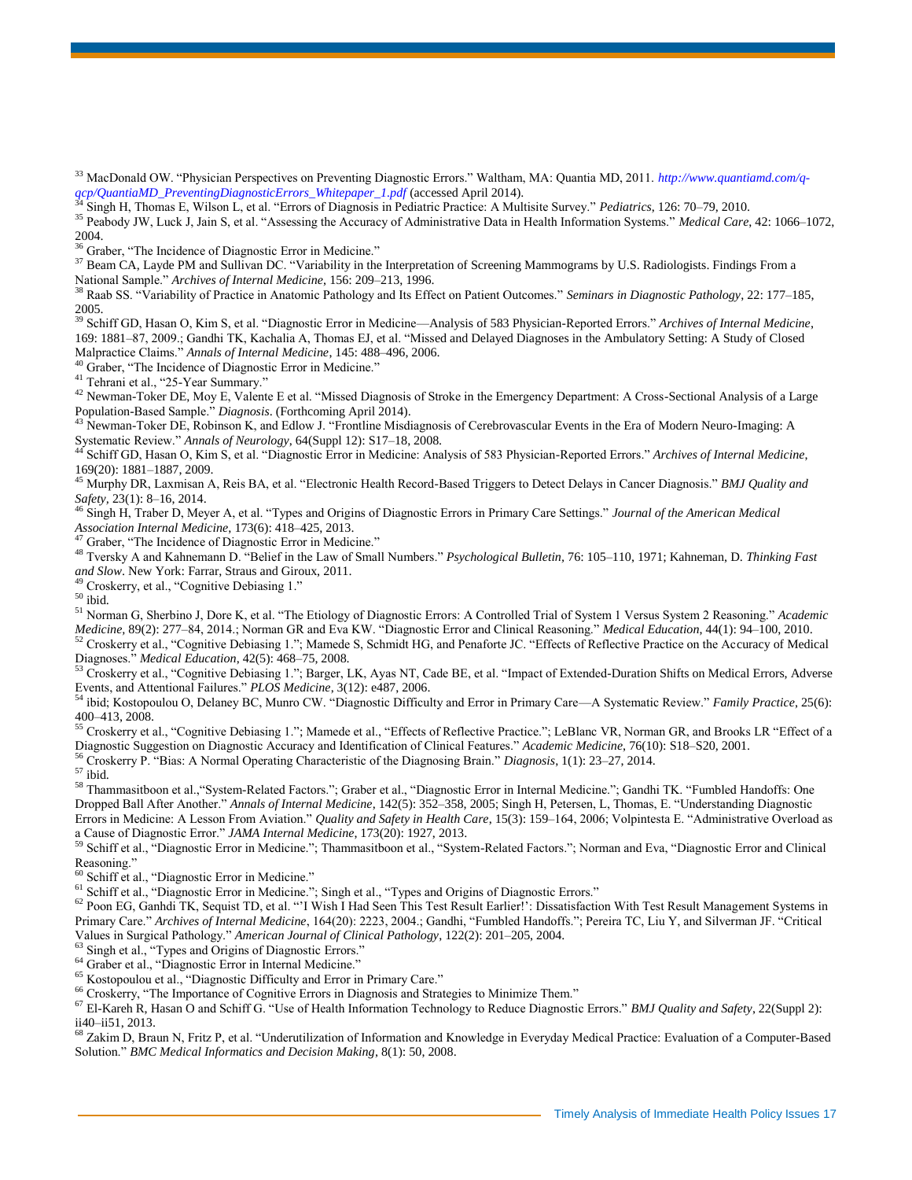[33] MacDonald OW. "Physician Perspectives on Preventing Diagnostic Errors." Waltham, MA: Quantia MD, 2011. *http://www.quantiamd.com/q-qcp/QuantiaMD_PreventingDiagnosticErrors_Whitepaper_1.pdf* (accessed April 2014).

[34] Singh H, Thomas E, Wilson L, et al. "Errors of Diagnosis in Pediatric Practice: A Multisite Survey." *Pediatrics,* 126: 70–79, 2010.

[35] Peabody JW, Luck J, Jain S, et al. "Assessing the Accuracy of Administrative Data in Health Information Systems." *Medical Care*, 42: 1066–1072, 2004.

[36] Graber, "The Incidence of Diagnostic Error in Medicine."

[37] Beam CA, Layde PM and Sullivan DC. "Variability in the Interpretation of Screening Mammograms by U.S. Radiologists. Findings From a National Sample." *Archives of Internal Medicine,* 156: 209–213, 1996.

[38] Raab SS. "Variability of Practice in Anatomic Pathology and Its Effect on Patient Outcomes." *Seminars in Diagnostic Pathology*, 22: 177–185, 2005.

[39] Schiff GD, Hasan O, Kim S, et al. "Diagnostic Error in Medicine—Analysis of 583 Physician-Reported Errors." *Archives of Internal Medicine*, 169: 1881–87, 2009.; Gandhi TK, Kachalia A, Thomas EJ, et al. "Missed and Delayed Diagnoses in the Ambulatory Setting: A Study of Closed Malpractice Claims." *Annals of Internal Medicine*, 145: 488–496, 2006.

[40] Graber, "The Incidence of Diagnostic Error in Medicine."

[41] Tehrani et al., "25-Year Summary."

[42] Newman-Toker DE, Moy E, Valente E et al. "Missed Diagnosis of Stroke in the Emergency Department: A Cross-Sectional Analysis of a Large Population-Based Sample." *Diagnosis*. (Forthcoming April 2014).

[43] Newman-Toker DE, Robinson K, and Edlow J. "Frontline Misdiagnosis of Cerebrovascular Events in the Era of Modern Neuro-Imaging: A Systematic Review." *Annals of Neurology,* 64(Suppl 12): S17–18, 2008.

[44] Schiff GD, Hasan O, Kim S, et al. "Diagnostic Error in Medicine: Analysis of 583 Physician-Reported Errors." *Archives of Internal Medicine,* 169(20): 1881–1887, 2009.

[45] Murphy DR, Laxmisan A, Reis BA, et al. "Electronic Health Record-Based Triggers to Detect Delays in Cancer Diagnosis." *BMJ Quality and Safety,* 23(1): 8–16, 2014.

[46] Singh H, Traber D, Meyer A, et al. "Types and Origins of Diagnostic Errors in Primary Care Settings." *Journal of the American Medical Association Internal Medicine*, 173(6): 418–425, 2013.

[47] Graber, "The Incidence of Diagnostic Error in Medicine."

[48] Tversky A and Kahnemann D. "Belief in the Law of Small Numbers." *Psychological Bulletin,* 76: 105–110, 1971; Kahneman, D. *Thinking Fast and Slow*. New York: Farrar, Straus and Giroux, 2011.

[49] Croskerry, et al., "Cognitive Debiasing 1."

[50] ibid.

[51] Norman G, Sherbino J, Dore K, et al. "The Etiology of Diagnostic Errors: A Controlled Trial of System 1 Versus System 2 Reasoning." *Academic Medicine,* 89(2): 277–84, 2014.; Norman GR and Eva KW. "Diagnostic Error and Clinical Reasoning." *Medical Education,* 44(1): 94–100, 2010.

[52] Croskerry et al., "Cognitive Debiasing 1."; Mamede S, Schmidt HG, and Penaforte JC. "Effects of Reflective Practice on the Accuracy of Medical Diagnoses." *Medical Education*, 42(5): 468–75, 2008.

[53] Croskerry et al., "Cognitive Debiasing 1."; Barger, LK, Ayas NT, Cade BE, et al. "Impact of Extended-Duration Shifts on Medical Errors, Adverse Events, and Attentional Failures." *PLOS Medicine*, 3(12): e487, 2006.

[54] ibid; Kostopoulou O, Delaney BC, Munro CW. "Diagnostic Difficulty and Error in Primary Care—A Systematic Review." *Family Practice*, 25(6): 400–413, 2008.

[55] Croskerry et al., "Cognitive Debiasing 1."; Mamede et al., "Effects of Reflective Practice."; LeBlanc VR, Norman GR, and Brooks LR "Effect of a Diagnostic Suggestion on Diagnostic Accuracy and Identification of Clinical Features." *Academic Medicine*, 76(10): S18–S20, 2001.

[56] Croskerry P. "Bias: A Normal Operating Characteristic of the Diagnosing Brain." *Diagnosis*, 1(1): 23–27, 2014.

[57] ibid.

[58] Thammasitboon et al.,"System-Related Factors."; Graber et al., "Diagnostic Error in Internal Medicine."; Gandhi TK. "Fumbled Handoffs: One Dropped Ball After Another." *Annals of Internal Medicine*, 142(5): 352–358, 2005; Singh H, Petersen, L, Thomas, E. "Understanding Diagnostic Errors in Medicine: A Lesson From Aviation." *Quality and Safety in Health Care*, 15(3): 159–164, 2006; Volpintesta E. "Administrative Overload as a Cause of Diagnostic Error." *JAMA Internal Medicine*, 173(20): 1927, 2013.

[59] Schiff et al., "Diagnostic Error in Medicine."; Thammasitboon et al., "System-Related Factors."; Norman and Eva, "Diagnostic Error and Clinical Reasoning."

[60] Schiff et al., "Diagnostic Error in Medicine."

[61] Schiff et al., "Diagnostic Error in Medicine."; Singh et al., "Types and Origins of Diagnostic Errors."

[62] Poon EG, Ganhdi TK, Sequist TD, et al. "'I Wish I Had Seen This Test Result Earlier!': Dissatisfaction With Test Result Management Systems in Primary Care." *Archives of Internal Medicine*, 164(20): 2223, 2004.; Gandhi, "Fumbled Handoffs."; Pereira TC, Liu Y, and Silverman JF. "Critical Values in Surgical Pathology." *American Journal of Clinical Pathology*, 122(2): 201–205, 2004.

[63] Singh et al., "Types and Origins of Diagnostic Errors."

[64] Graber et al., "Diagnostic Error in Internal Medicine."

[65] Kostopoulou et al., "Diagnostic Difficulty and Error in Primary Care."

[66] Croskerry, "The Importance of Cognitive Errors in Diagnosis and Strategies to Minimize Them."

[67] El-Kareh R, Hasan O and Schiff G. "Use of Health Information Technology to Reduce Diagnostic Errors." *BMJ Quality and Safety*, 22(Suppl 2): ii40–ii51, 2013.

[68] Zakim D, Braun N, Fritz P, et al. "Underutilization of Information and Knowledge in Everyday Medical Practice: Evaluation of a Computer-Based Solution." *BMC Medical Informatics and Decision Making*, 8(1): 50, 2008.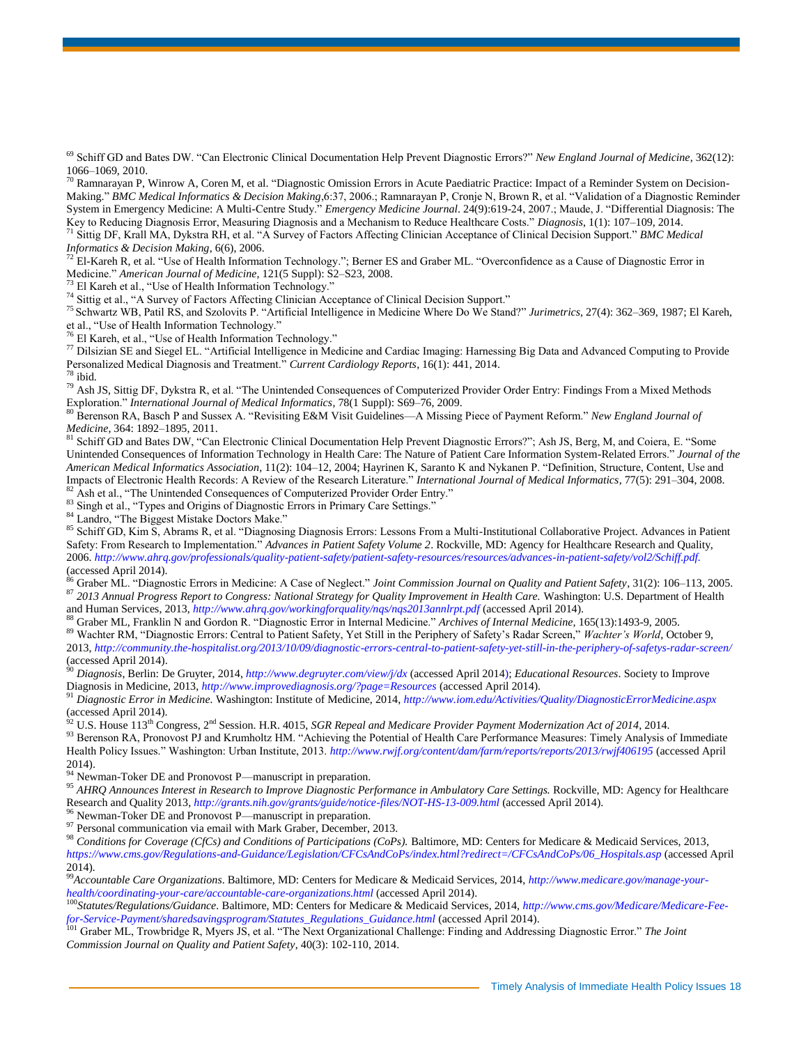[69] Schiff GD and Bates DW. "Can Electronic Clinical Documentation Help Prevent Diagnostic Errors?" *New England Journal of Medicine*, 362(12): 1066–1069, 2010.

[70] Ramnarayan P, Winrow A, Coren M, et al. "Diagnostic Omission Errors in Acute Paediatric Practice: Impact of a Reminder System on Decision-Making." *BMC Medical Informatics & Decision Making*,6:37, 2006.; Ramnarayan P, Cronje N, Brown R, et al. "Validation of a Diagnostic Reminder System in Emergency Medicine: A Multi-Centre Study." *Emergency Medicine Journal*. 24(9):619-24, 2007.; Maude, J. "Differential Diagnosis: The Key to Reducing Diagnosis Error, Measuring Diagnosis and a Mechanism to Reduce Healthcare Costs." *Diagnosis*, 1(1): 107–109, 2014.

[71] Sittig DF, Krall MA, Dykstra RH, et al. "A Survey of Factors Affecting Clinician Acceptance of Clinical Decision Support." *BMC Medical Informatics & Decision Making*, 6(6), 2006.

[72] El-Kareh R, et al. "Use of Health Information Technology."; Berner ES and Graber ML. "Overconfidence as a Cause of Diagnostic Error in Medicine." *American Journal of Medicine*, 121(5 Suppl): S2–S23, 2008.

[73] El Kareh et al., "Use of Health Information Technology."

[74] Sittig et al., "A Survey of Factors Affecting Clinician Acceptance of Clinical Decision Support."

[75] Schwartz WB, Patil RS, and Szolovits P. "Artificial Intelligence in Medicine Where Do We Stand?" *Jurimetrics*, 27(4): 362–369, 1987; El Kareh, et al., "Use of Health Information Technology."

[76] El Kareh, et al., "Use of Health Information Technology."

[77] Dilsizian SE and Siegel EL. "Artificial Intelligence in Medicine and Cardiac Imaging: Harnessing Big Data and Advanced Computing to Provide Personalized Medical Diagnosis and Treatment." *Current Cardiology Reports*, 16(1): 441, 2014.

[78] ibid.

[79] Ash JS, Sittig DF, Dykstra R, et al. "The Unintended Consequences of Computerized Provider Order Entry: Findings From a Mixed Methods Exploration." *International Journal of Medical Informatics*, 78(1 Suppl): S69–76, 2009.

[80] Berenson RA, Basch P and Sussex A. "Revisiting E&M Visit Guidelines—A Missing Piece of Payment Reform." *New England Journal of Medicine*, 364: 1892–1895, 2011.

[81] Schiff GD and Bates DW, "Can Electronic Clinical Documentation Help Prevent Diagnostic Errors?"; Ash JS, Berg, M, and Coiera, E. "Some Unintended Consequences of Information Technology in Health Care: The Nature of Patient Care Information System-Related Errors." *Journal of the American Medical Informatics Association*, 11(2): 104–12, 2004; Hayrinen K, Saranto K and Nykanen P. "Definition, Structure, Content, Use and Impacts of Electronic Health Records: A Review of the Research Literature." *International Journal of Medical Informatics*, 77(5): 291–304, 2008.

[82] Ash et al., "The Unintended Consequences of Computerized Provider Order Entry."

[83] Singh et al., "Types and Origins of Diagnostic Errors in Primary Care Settings."

[84] Landro, "The Biggest Mistake Doctors Make."

[85] Schiff GD, Kim S, Abrams R, et al. "Diagnosing Diagnosis Errors: Lessons From a Multi-Institutional Collaborative Project. Advances in Patient Safety: From Research to Implementation." *Advances in Patient Safety Volume 2*. Rockville, MD: Agency for Healthcare Research and Quality, 2006. *http://www.ahrq.gov/professionals/quality-patient-safety/patient-safety-resources/resources/advances-in-patient-safety/vol2/Schiff.pdf.* (accessed April 2014).

[86] Graber ML. "Diagnostic Errors in Medicine: A Case of Neglect." *Joint Commission Journal on Quality and Patient Safety*, 31(2): 106–113, 2005.

[87] *2013 Annual Progress Report to Congress: National Strategy for Quality Improvement in Health Care.* Washington: U.S. Department of Health and Human Services, 2013, *http://www.ahrq.gov/workingforquality/nqs/nqs2013annlrpt.pdf* (accessed April 2014).

[88] Graber ML, Franklin N and Gordon R. "Diagnostic Error in Internal Medicine." *Archives of Internal Medicine*, 165(13):1493-9, 2005.

[89] Wachter RM, "Diagnostic Errors: Central to Patient Safety, Yet Still in the Periphery of Safety's Radar Screen," *Wachter's World*, October 9, 2013, *http://community.the-hospitalist.org/2013/10/09/diagnostic-errors-central-to-patient-safety-yet-still-in-the-periphery-of-safetys-radar-screen/* (accessed April 2014).

[90] *Diagnosis*, Berlin: De Gruyter, 2014, *http://www.degruyter.com/view/j/dx* (accessed April 2014); *Educational Resources*. Society to Improve Diagnosis in Medicine, 2013, *http://www.improvediagnosis.org/?page=Resources* (accessed April 2014).

[91] *Diagnostic Error in Medicine.* Washington: Institute of Medicine, 2014, *http://www.iom.edu/Activities/Quality/DiagnosticErrorMedicine.aspx* (accessed April 2014).

[92] U.S. House 113th Congress, 2nd Session. H.R. 4015, *SGR Repeal and Medicare Provider Payment Modernization Act of 2014*, 2014.

[93] Berenson RA, Pronovost PJ and Krumholtz HM. "Achieving the Potential of Health Care Performance Measures: Timely Analysis of Immediate Health Policy Issues." Washington: Urban Institute, 2013. *http://www.rwjf.org/content/dam/farm/reports/reports/2013/rwjf406195* (accessed April 2014).

[94] Newman-Toker DE and Pronovost P—manuscript in preparation.

[95] *AHRQ Announces Interest in Research to Improve Diagnostic Performance in Ambulatory Care Settings.* Rockville, MD: Agency for Healthcare Research and Quality 2013, *http://grants.nih.gov/grants/guide/notice-files/NOT-HS-13-009.html* (accessed April 2014).

[96] Newman-Toker DE and Pronovost P—manuscript in preparation.

[97] Personal communication via email with Mark Graber, December, 2013.

[98] *Conditions for Coverage (CfCs) and Conditions of Participations (CoPs).* Baltimore, MD: Centers for Medicare & Medicaid Services, 2013, *https://www.cms.gov/Regulations-and-Guidance/Legislation/CFCsAndCoPs/index.html?redirect=/CFCsAndCoPs/06_Hospitals.asp* (accessed April 2014).

[99] *Accountable Care Organizations*. Baltimore, MD: Centers for Medicare & Medicaid Services, 2014, *http://www.medicare.gov/manage-your-health/coordinating-your-care/accountable-care-organizations.html* (accessed April 2014).

[100] *Statutes/Regulations/Guidance*. Baltimore, MD: Centers for Medicare & Medicaid Services, 2014, *http://www.cms.gov/Medicare/Medicare-Fee-for-Service-Payment/sharedsavingsprogram/Statutes_Regulations_Guidance.html* (accessed April 2014).

[101] Graber ML, Trowbridge R, Myers JS, et al. "The Next Organizational Challenge: Finding and Addressing Diagnostic Error." *The Joint Commission Journal on Quality and Patient Safety*, 40(3): 102-110, 2014.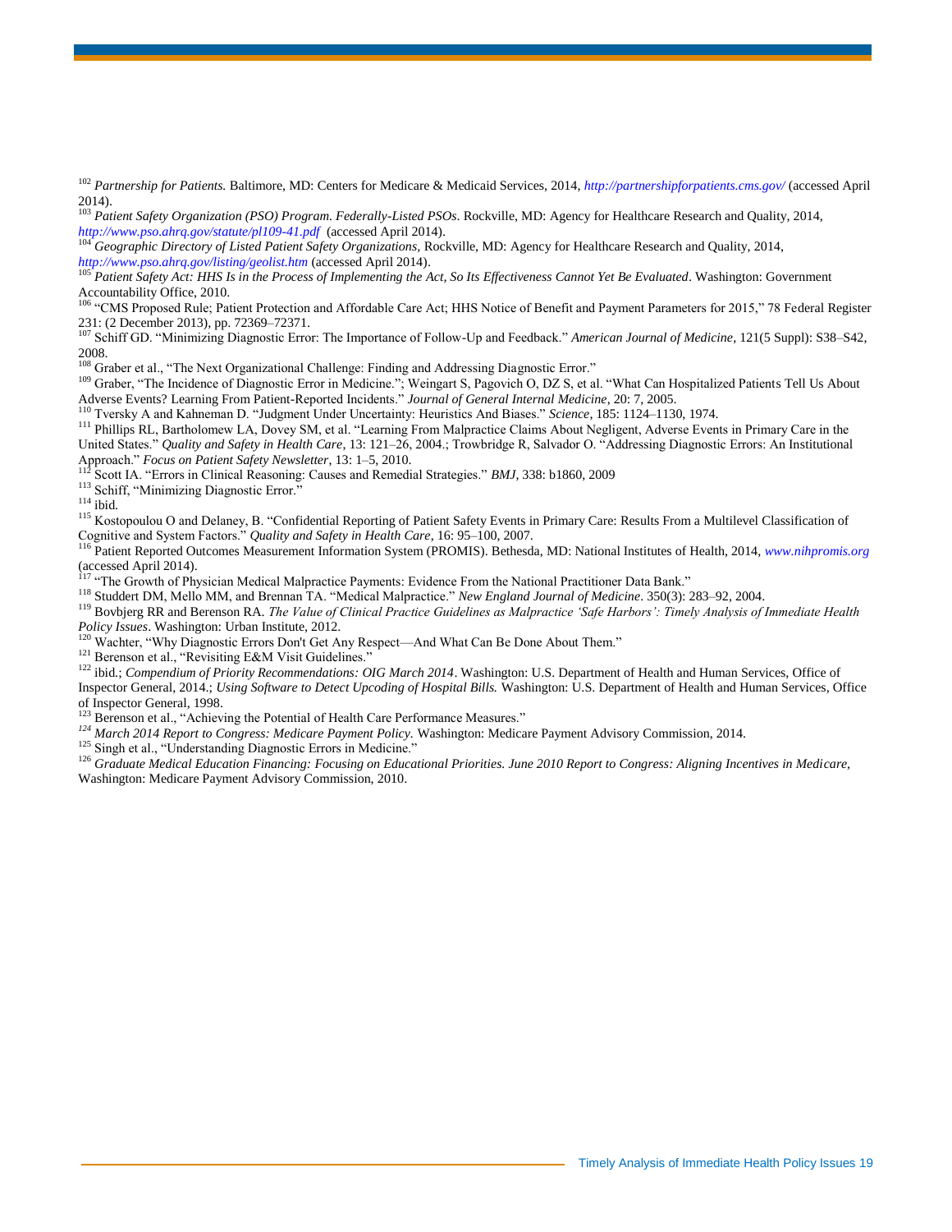[102] *Partnership for Patients.* Baltimore, MD: Centers for Medicare & Medicaid Services, 2014, *http://partnershipforpatients.cms.gov/* (accessed April 2014).

[103] *Patient Safety Organization (PSO) Program. Federally-Listed PSOs*. Rockville, MD: Agency for Healthcare Research and Quality, 2014, *http://www.pso.ahrq.gov/statute/pl109-41.pdf* (accessed April 2014).

[104] *Geographic Directory of Listed Patient Safety Organizations,* Rockville, MD: Agency for Healthcare Research and Quality, 2014, *http://www.pso.ahrq.gov/listing/geolist.htm* (accessed April 2014).

[105] *Patient Safety Act: HHS Is in the Process of Implementing the Act, So Its Effectiveness Cannot Yet Be Evaluated*. Washington: Government Accountability Office, 2010.

[106] "CMS Proposed Rule; Patient Protection and Affordable Care Act; HHS Notice of Benefit and Payment Parameters for 2015," 78 Federal Register 231: (2 December 2013), pp. 72369–72371.

[107] Schiff GD. "Minimizing Diagnostic Error: The Importance of Follow-Up and Feedback." *American Journal of Medicine*, 121(5 Suppl): S38–S42, 2008.

[108] Graber et al., "The Next Organizational Challenge: Finding and Addressing Diagnostic Error."

[109] Graber, "The Incidence of Diagnostic Error in Medicine."; Weingart S, Pagovich O, DZ S, et al. "What Can Hospitalized Patients Tell Us About Adverse Events? Learning From Patient-Reported Incidents." *Journal of General Internal Medicine*, 20: 7, 2005.

[110] Tversky A and Kahneman D. "Judgment Under Uncertainty: Heuristics And Biases." *Science*, 185: 1124–1130, 1974.

[111] Phillips RL, Bartholomew LA, Dovey SM, et al. "Learning From Malpractice Claims About Negligent, Adverse Events in Primary Care in the United States." *Quality and Safety in Health Care*, 13: 121–26, 2004.; Trowbridge R, Salvador O. "Addressing Diagnostic Errors: An Institutional Approach." *Focus on Patient Safety Newsletter*, 13: 1–5, 2010.

[112] Scott IA. "Errors in Clinical Reasoning: Causes and Remedial Strategies." *BMJ*, 338: b1860, 2009

[113] Schiff, "Minimizing Diagnostic Error."

[114] ibid.

[115] Kostopoulou O and Delaney, B. "Confidential Reporting of Patient Safety Events in Primary Care: Results From a Multilevel Classification of Cognitive and System Factors." *Quality and Safety in Health Care*, 16: 95–100, 2007.

[116] Patient Reported Outcomes Measurement Information System (PROMIS). Bethesda, MD: National Institutes of Health, 2014, *www.nihpromis.org* (accessed April 2014).

[117] "The Growth of Physician Medical Malpractice Payments: Evidence From the National Practitioner Data Bank."

[118] Studdert DM, Mello MM, and Brennan TA. "Medical Malpractice." *New England Journal of Medicine*. 350(3): 283–92, 2004.

[119] Bovbjerg RR and Berenson RA. *The Value of Clinical Practice Guidelines as Malpractice 'Safe Harbors': Timely Analysis of Immediate Health Policy Issues*. Washington: Urban Institute, 2012.

[120] Wachter, "Why Diagnostic Errors Don't Get Any Respect—And What Can Be Done About Them."

[121] Berenson et al., "Revisiting E&M Visit Guidelines."

[122] ibid.; *Compendium of Priority Recommendations: OIG March 2014*. Washington: U.S. Department of Health and Human Services, Office of Inspector General, 2014.; *Using Software to Detect Upcoding of Hospital Bills.* Washington: U.S. Department of Health and Human Services, Office of Inspector General, 1998.

[123] Berenson et al., "Achieving the Potential of Health Care Performance Measures."

[124] *March 2014 Report to Congress: Medicare Payment Policy.* Washington: Medicare Payment Advisory Commission, 2014.

[125] Singh et al., "Understanding Diagnostic Errors in Medicine."

[126] *Graduate Medical Education Financing: Focusing on Educational Priorities. June 2010 Report to Congress: Aligning Incentives in Medicare*, Washington: Medicare Payment Advisory Commission, 2010.